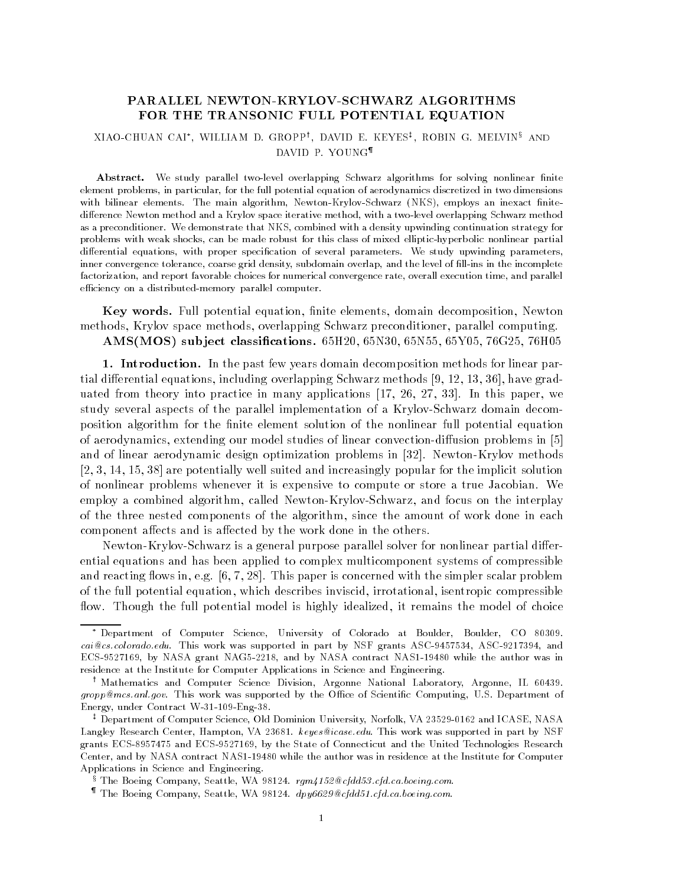# PARALLEL NEWTON-KRYLOV-SCHWARZ ALGORITHMS FOR THE TRANSONIC FULL POTENTIAL EQUATION

XIAO-CHUAN CAI*, WILLIAM D. GROPP†, DAVID E. KEYES‡, ROBIN G. MELVIN§ AND DAVID P. YOUNG¶

**Abstract.** We study parallel two-level overlapping Schwarz algorithms for solving nonlinear finite element problems, in particular, for the full potential equation of aerodynamics discretized in two dimensions with bilinear elements. The main algorithm, Newton-Krylov-Schwarz (NKS), employs an inexact finite-difference Newton method and a Krylov space iterative method, with a two-level overlapping Schwarz method as a preconditioner. We demonstrate that NKS, combined with a density upwinding continuation strategy for problems with weak shocks, can be made robust for this class of mixed elliptic-hyperbolic nonlinear partial differential equations, with proper specification of several parameters. We study upwinding parameters, inner convergence tolerance, coarse grid density, subdomain overlap, and the level of fill-ins in the incomplete factorization, and report favorable choices for numerical convergence rate, overall execution time, and parallel efficiency on a distributed-memory parallel computer.

**Key words.** Full potential equation, finite elements, domain decomposition, Newton methods, Krylov space methods, overlapping Schwarz preconditioner, parallel computing.

**AMS(MOS) subject classifications.** 65H20, 65N30, 65N55, 65Y05, 76G25, 76H05

## 1. Introduction.

In the past few years domain decomposition methods for linear partial differential equations, including overlapping Schwarz methods [9, 12, 13, 36], have graduated from theory into practice in many applications [17, 26, 27, 33]. In this paper, we study several aspects of the parallel implementation of a Krylov-Schwarz domain decomposition algorithm for the finite element solution of the nonlinear full potential equation of aerodynamics, extending our model studies of linear convection-diffusion problems in [5] and of linear aerodynamic design optimization problems in [32]. Newton-Krylov methods [2, 3, 14, 15, 38] are potentially well suited and increasingly popular for the implicit solution of nonlinear problems whenever it is expensive to compute or store a true Jacobian. We employ a combined algorithm, called Newton-Krylov-Schwarz, and focus on the interplay of the three nested components of the algorithm, since the amount of work done in each component affects and is affected by the work done in the others.

Newton-Krylov-Schwarz is a general purpose parallel solver for nonlinear partial differential equations and has been applied to complex multicomponent systems of compressible and reacting flows in, e.g. [6, 7, 28]. This paper is concerned with the simpler scalar problem of the full potential equation, which describes inviscid, irrotational, isentropic compressible flow. Though the full potential model is highly idealized, it remains the model of choice

---

* Department of Computer Science, University of Colorado at Boulder, Boulder, CO 80309. *cai@cs.colorado.edu*. This work was supported in part by NSF grants ASC-9457534, ASC-9217394, and ECS-9527169, by NASA grant NAG5-2218, and by NASA contract NAS1-19480 while the author was in residence at the Institute for Computer Applications in Science and Engineering.

† Mathematics and Computer Science Division, Argonne National Laboratory, Argonne, IL 60439. *gropp@mcs.anl.gov*. This work was supported by the Office of Scientific Computing, U.S. Department of Energy, under Contract W-31-109-Eng-38.

‡ Department of Computer Science, Old Dominion University, Norfolk, VA 23529-0162 and ICASE, NASA Langley Research Center, Hampton, VA 23681. *keyes@icase.edu*. This work was supported in part by NSF grants ECS-8957475 and ECS-9527169, by the State of Connecticut and the United Technologies Research Center, and by NASA contract NAS1-19480 while the author was in residence at the Institute for Computer Applications in Science and Engineering.

§ The Boeing Company, Seattle, WA 98124. *rgm4152@cfdd53.cfd.ca.boeing.com*.

¶ The Boeing Company, Seattle, WA 98124. *dpy6629@cfdd51.cfd.ca.boeing.com*.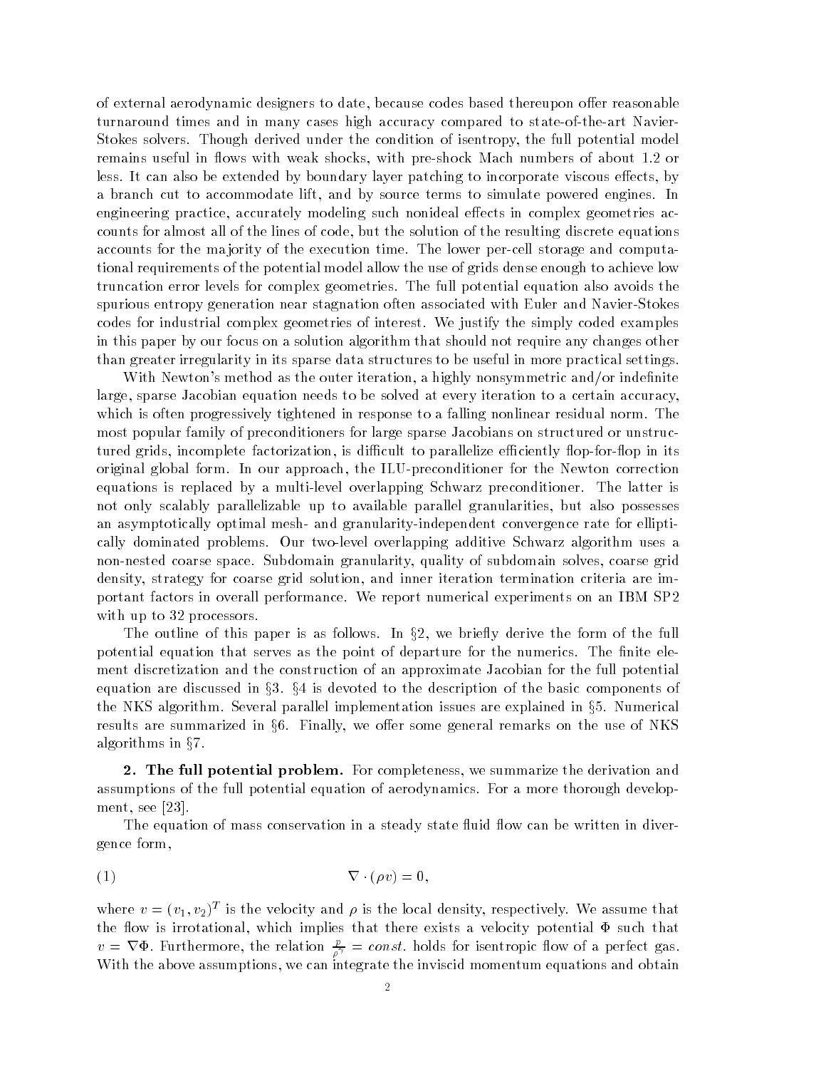of external aerodynamic designers to date, because codes based thereupon offer reasonable turnaround times and in many cases high accuracy compared to state-of-the-art Navier-Stokes solvers. Though derived under the condition of isentropy, the full potential model remains useful in flows with weak shocks, with pre-shock Mach numbers of about 1.2 or less. It can also be extended by boundary layer patching to incorporate viscous effects, by a branch cut to accommodate lift, and by source terms to simulate powered engines. In engineering practice, accurately modeling such nonideal effects in complex geometries accounts for almost all of the lines of code, but the solution of the resulting discrete equations accounts for the majority of the execution time. The lower per-cell storage and computational requirements of the potential model allow the use of grids dense enough to achieve low truncation error levels for complex geometries. The full potential equation also avoids the spurious entropy generation near stagnation often associated with Euler and Navier-Stokes codes for industrial complex geometries of interest. We justify the simply coded examples in this paper by our focus on a solution algorithm that should not require any changes other than greater irregularity in its sparse data structures to be useful in more practical settings.

With Newton's method as the outer iteration, a highly nonsymmetric and/or indefinite large, sparse Jacobian equation needs to be solved at every iteration to a certain accuracy, which is often progressively tightened in response to a falling nonlinear residual norm. The most popular family of preconditioners for large sparse Jacobians on structured or unstructured grids, incomplete factorization, is difficult to parallelize efficiently flop-for-flop in its original global form. In our approach, the ILU-preconditioner for the Newton correction equations is replaced by a multi-level overlapping Schwarz preconditioner. The latter is not only scalably parallelizable up to available parallel granularities, but also possesses an asymptotically optimal mesh- and granularity-independent convergence rate for elliptically dominated problems. Our two-level overlapping additive Schwarz algorithm uses a non-nested coarse space. Subdomain granularity, quality of subdomain solves, coarse grid density, strategy for coarse grid solution, and inner iteration termination criteria are important factors in overall performance. We report numerical experiments on an IBM SP2 with up to 32 processors.

The outline of this paper is as follows. In §2, we briefly derive the form of the full potential equation that serves as the point of departure for the numerics. The finite element discretization and the construction of an approximate Jacobian for the full potential equation are discussed in §3. §4 is devoted to the description of the basic components of the NKS algorithm. Several parallel implementation issues are explained in §5. Numerical results are summarized in §6. Finally, we offer some general remarks on the use of NKS algorithms in §7.

## 2. The full potential problem.

For completeness, we summarize the derivation and assumptions of the full potential equation of aerodynamics. For a more thorough development, see [23].

The equation of mass conservation in a steady state fluid flow can be written in divergence form,

$$\nabla \cdot (\rho v) = 0, \tag{1}$$

where $v = (v_1, v_2)^T$ is the velocity and $\rho$ is the local density, respectively. We assume that the flow is irrotational, which implies that there exists a velocity potential $\Phi$ such that $v = \nabla \Phi$. Furthermore, the relation $\frac{p}{\rho^\gamma} = const.$ holds for isentropic flow of a perfect gas. With the above assumptions, we can integrate the inviscid momentum equations and obtain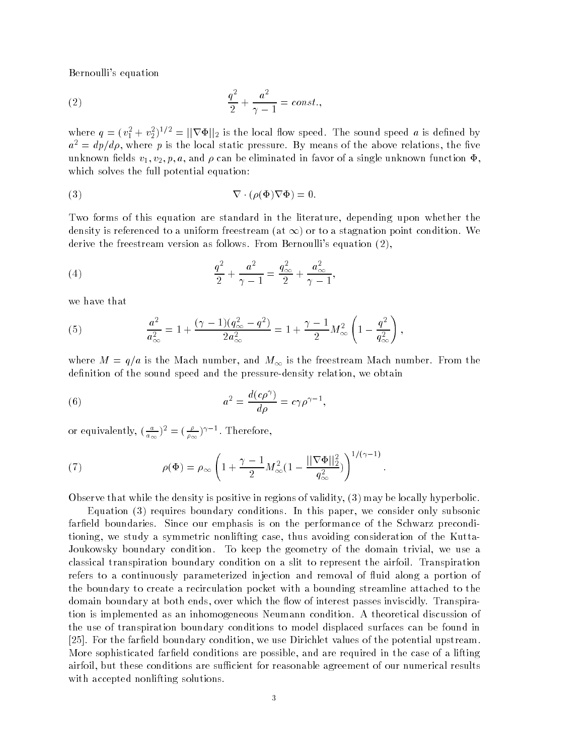Bernoulli's equation

$$\frac{q^2}{2} + \frac{a^2}{\gamma - 1} = const., \tag{2}$$

where $q = (v_1^2 + v_2^2)^{1/2} = ||\nabla\Phi||_2$ is the local flow speed. The sound speed $a$ is defined by $a^2 = dp/d\rho$, where $p$ is the local static pressure. By means of the above relations, the five unknown fields $v_1, v_2, p, a$, and $\rho$ can be eliminated in favor of a single unknown function $\Phi$, which solves the full potential equation:

$$\nabla \cdot (\rho(\Phi)\nabla\Phi) = 0. \tag{3}$$

Two forms of this equation are standard in the literature, depending upon whether the density is referenced to a uniform freestream (at $\infty$) or to a stagnation point condition. We derive the freestream version as follows. From Bernoulli's equation (2),

$$\frac{q^2}{2} + \frac{a^2}{\gamma - 1} = \frac{q_\infty^2}{2} + \frac{a_\infty^2}{\gamma - 1}, \tag{4}$$

we have that

$$\frac{a^2}{a_\infty^2} = 1 + \frac{(\gamma - 1)(q_\infty^2 - q^2)}{2a_\infty^2} = 1 + \frac{\gamma - 1}{2}M_\infty^2\left(1 - \frac{q^2}{q_\infty^2}\right), \tag{5}$$

where $M = q/a$ is the Mach number, and $M_\infty$ is the freestream Mach number. From the definition of the sound speed and the pressure-density relation, we obtain

$$a^2 = \frac{d(c\rho^\gamma)}{d\rho} = c\gamma\rho^{\gamma-1}, \tag{6}$$

or equivalently, $(\frac{a}{a_\infty})^2 = (\frac{\rho}{\rho_\infty})^{\gamma-1}$. Therefore,

$$\rho(\Phi) = \rho_\infty\left(1 + \frac{\gamma - 1}{2}M_\infty^2(1 - \frac{||\nabla\Phi||_2^2}{q_\infty^2})\right)^{1/(\gamma-1)}. \tag{7}$$

Observe that while the density is positive in regions of validity, (3) may be locally hyperbolic.

Equation (3) requires boundary conditions. In this paper, we consider only subsonic farfield boundaries. Since our emphasis is on the performance of the Schwarz preconditioning, we study a symmetric nonlifting case, thus avoiding consideration of the Kutta-Joukowsky boundary condition. To keep the geometry of the domain trivial, we use a classical transpiration boundary condition on a slit to represent the airfoil. Transpiration refers to a continuously parameterized injection and removal of fluid along a portion of the boundary to create a recirculation pocket with a bounding streamline attached to the domain boundary at both ends, over which the flow of interest passes inviscidly. Transpiration is implemented as an inhomogeneous Neumann condition. A theoretical discussion of the use of transpiration boundary conditions to model displaced surfaces can be found in [25]. For the farfield boundary condition, we use Dirichlet values of the potential upstream. More sophisticated farfield conditions are possible, and are required in the case of a lifting airfoil, but these conditions are sufficient for reasonable agreement of our numerical results with accepted nonlifting solutions.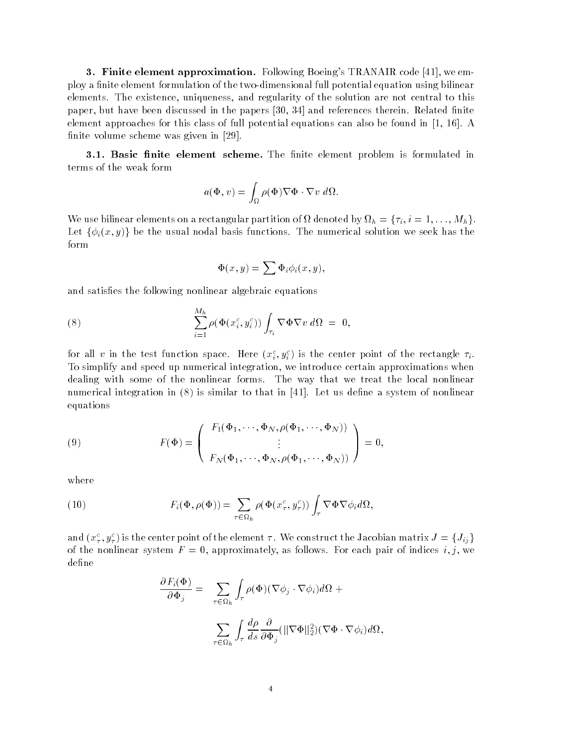**3. Finite element approximation.** Following Boeing's TRANAIR code [41], we employ a finite element formulation of the two-dimensional full potential equation using bilinear elements. The existence, uniqueness, and regularity of the solution are not central to this paper, but have been discussed in the papers [30, 34] and references therein. Related finite element approaches for this class of full potential equations can also be found in [1, 16]. A finite volume scheme was given in [29].

**3.1. Basic finite element scheme.** The finite element problem is formulated in terms of the weak form

$$a(\Phi, v) = \int_\Omega \rho(\Phi) \nabla\Phi \cdot \nabla v \; d\Omega.$$

We use bilinear elements on a rectangular partition of $\Omega$ denoted by $\Omega_h = \{\tau_i, i = 1, \ldots, M_h\}$. Let $\{\phi_i(x, y)\}$ be the usual nodal basis functions. The numerical solution we seek has the form

$$\Phi(x, y) = \sum \Phi_i \phi_i(x, y),$$

and satisfies the following nonlinear algebraic equations

$$\sum_{i=1}^{M_h} \rho(\Phi(x_i^c, y_i^c)) \int_{\tau_i} \nabla\Phi \nabla v \; d\Omega \;=\; 0, \tag{8}$$

for all $v$ in the test function space. Here $(x_i^c, y_i^c)$ is the center point of the rectangle $\tau_i$. To simplify and speed up numerical integration, we introduce certain approximations when dealing with some of the nonlinear forms. The way that we treat the local nonlinear numerical integration in (8) is similar to that in [41]. Let us define a system of nonlinear equations

$$F(\Phi) = \begin{pmatrix} F_1(\Phi_1, \cdots, \Phi_N, \rho(\Phi_1, \cdots, \Phi_N)) \\ \vdots \\ F_N(\Phi_1, \cdots, \Phi_N, \rho(\Phi_1, \cdots, \Phi_N)) \end{pmatrix} = 0, \tag{9}$$

where

$$F_i(\Phi, \rho(\Phi)) = \sum_{\tau \in \Omega_h} \rho(\Phi(x_\tau^c, y_\tau^c)) \int_\tau \nabla\Phi \nabla\phi_i d\Omega, \tag{10}$$

and $(x_\tau^c, y_\tau^c)$ is the center point of the element $\tau$. We construct the Jacobian matrix $J = \{J_{ij}\}$ of the nonlinear system $F = 0$, approximately, as follows. For each pair of indices $i, j$, we define

$$\begin{aligned} \frac{\partial F_i(\Phi)}{\partial \Phi_j} = \quad & \sum_{\tau \in \Omega_h} \int_\tau \rho(\Phi)(\nabla\phi_j \cdot \nabla\phi_i) d\Omega \; + \\ & \sum_{\tau \in \Omega_h} \int_\tau \frac{d\rho}{ds} \frac{\partial}{\partial \Phi_j}(\|\nabla\Phi\|_2^2)(\nabla\Phi \cdot \nabla\phi_i) d\Omega, \end{aligned}$$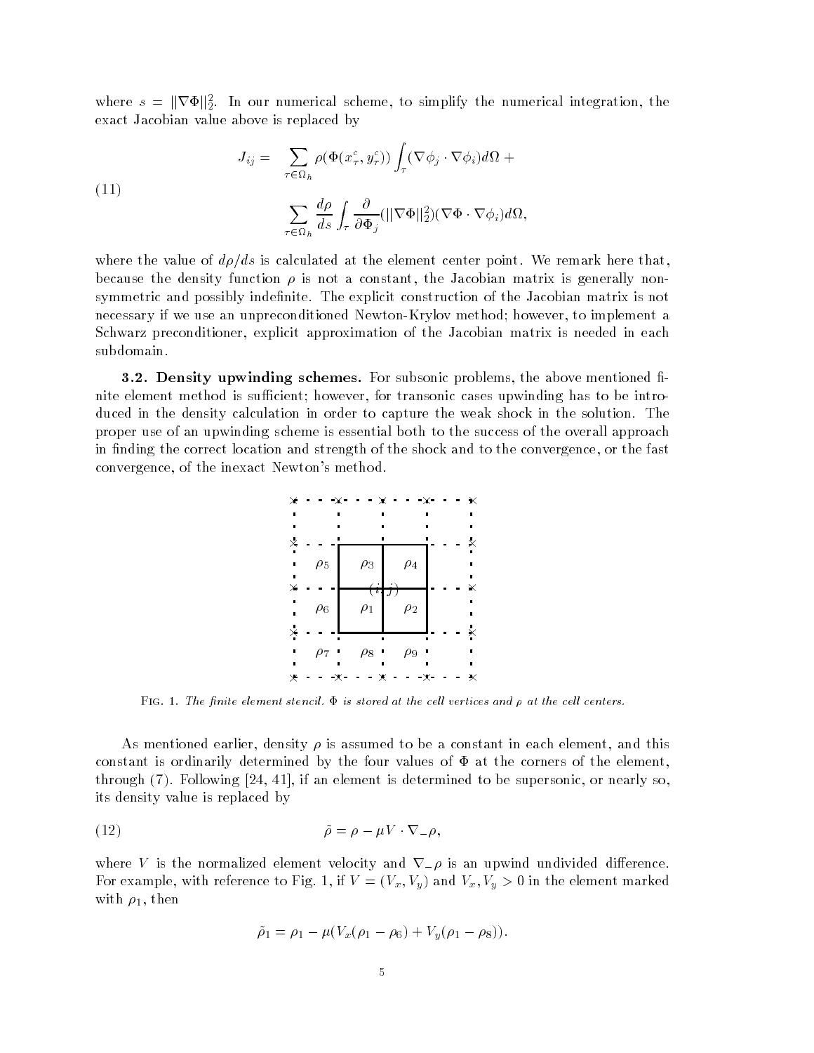where $s = \|\nabla\Phi\|_2^2$. In our numerical scheme, to simplify the numerical integration, the exact Jacobian value above is replaced by

$$
J_{ij} = \sum_{\tau\in\Omega_h} \rho(\Phi(x_\tau^c, y_\tau^c)) \int_\tau (\nabla\phi_j \cdot \nabla\phi_i) d\Omega + \sum_{\tau\in\Omega_h} \frac{d\rho}{ds} \int_\tau \frac{\partial}{\partial\Phi_j}(\|\nabla\Phi\|_2^2)(\nabla\Phi \cdot \nabla\phi_i) d\Omega, \tag{11}
$$

where the value of $d\rho/ds$ is calculated at the element center point. We remark here that, because the density function $\rho$ is not a constant, the Jacobian matrix is generally nonsymmetric and possibly indefinite. The explicit construction of the Jacobian matrix is not necessary if we use an unpreconditioned Newton-Krylov method; however, to implement a Schwarz preconditioner, explicit approximation of the Jacobian matrix is needed in each subdomain.

**3.2. Density upwinding schemes.** For subsonic problems, the above mentioned finite element method is sufficient; however, for transonic cases upwinding has to be introduced in the density calculation in order to capture the weak shock in the solution. The proper use of an upwinding scheme is essential both to the success of the overall approach in finding the correct location and strength of the shock and to the convergence, or the fast convergence, of the inexact Newton's method.

Fig. 1. *The finite element stencil. $\Phi$ is stored at the cell vertices and $\rho$ at the cell centers.*

As mentioned earlier, density $\rho$ is assumed to be a constant in each element, and this constant is ordinarily determined by the four values of $\Phi$ at the corners of the element, through (7). Following [24, 41], if an element is determined to be supersonic, or nearly so, its density value is replaced by

$$
\tilde{\rho} = \rho - \mu V \cdot \nabla_- \rho, \tag{12}
$$

where $V$ is the normalized element velocity and $\nabla_-\rho$ is an upwind undivided difference. For example, with reference to Fig. 1, if $V = (V_x, V_y)$ and $V_x, V_y > 0$ in the element marked with $\rho_1$, then

$$
\tilde{\rho}_1 = \rho_1 - \mu(V_x(\rho_1 - \rho_6) + V_y(\rho_1 - \rho_8)).
$$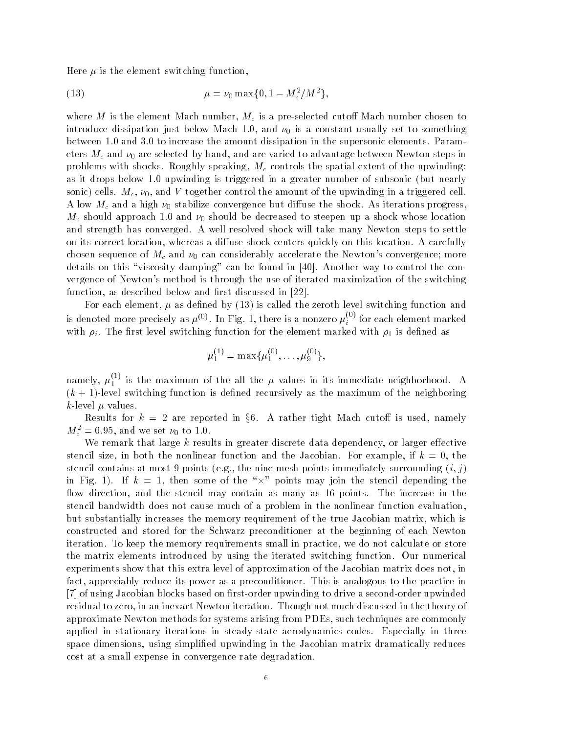Here $\mu$ is the element switching function,

$$\mu = \nu_0 \max\{0, 1 - M_c^2/M^2\}, \tag{13}$$

where $M$ is the element Mach number, $M_c$ is a pre-selected cutoff Mach number chosen to introduce dissipation just below Mach 1.0, and $\nu_0$ is a constant usually set to something between 1.0 and 3.0 to increase the amount dissipation in the supersonic elements. Parameters $M_c$ and $\nu_0$ are selected by hand, and are varied to advantage between Newton steps in problems with shocks. Roughly speaking, $M_c$ controls the spatial extent of the upwinding; as it drops below 1.0 upwinding is triggered in a greater number of subsonic (but nearly sonic) cells. $M_c$, $\nu_0$, and $V$ together control the amount of the upwinding in a triggered cell. A low $M_c$ and a high $\nu_0$ stabilize convergence but diffuse the shock. As iterations progress, $M_c$ should approach 1.0 and $\nu_0$ should be decreased to steepen up a shock whose location and strength has converged. A well resolved shock will take many Newton steps to settle on its correct location, whereas a diffuse shock centers quickly on this location. A carefully chosen sequence of $M_c$ and $\nu_0$ can considerably accelerate the Newton's convergence; more details on this "viscosity damping" can be found in [40]. Another way to control the convergence of Newton's method is through the use of iterated maximization of the switching function, as described below and first discussed in [22].

For each element, $\mu$ as defined by (13) is called the zeroth level switching function and is denoted more precisely as $\mu^{(0)}$. In Fig. 1, there is a nonzero $\mu_i^{(0)}$ for each element marked with $\rho_i$. The first level switching function for the element marked with $\rho_1$ is defined as

$$\mu_1^{(1)} = \max\{\mu_1^{(0)}, \ldots, \mu_9^{(0)}\},$$

namely, $\mu_1^{(1)}$ is the maximum of the all the $\mu$ values in its immediate neighborhood. A $(k+1)$-level switching function is defined recursively as the maximum of the neighboring $k$-level $\mu$ values.

Results for $k = 2$ are reported in §6. A rather tight Mach cutoff is used, namely $M_c^2 = 0.95$, and we set $\nu_0$ to 1.0.

We remark that large $k$ results in greater discrete data dependency, or larger effective stencil size, in both the nonlinear function and the Jacobian. For example, if $k = 0$, the stencil contains at most 9 points (e.g., the nine mesh points immediately surrounding $(i, j)$ in Fig. 1). If $k = 1$, then some of the "$\times$" points may join the stencil depending the flow direction, and the stencil may contain as many as 16 points. The increase in the stencil bandwidth does not cause much of a problem in the nonlinear function evaluation, but substantially increases the memory requirement of the true Jacobian matrix, which is constructed and stored for the Schwarz preconditioner at the beginning of each Newton iteration. To keep the memory requirements small in practice, we do not calculate or store the matrix elements introduced by using the iterated switching function. Our numerical experiments show that this extra level of approximation of the Jacobian matrix does not, in fact, appreciably reduce its power as a preconditioner. This is analogous to the practice in [7] of using Jacobian blocks based on first-order upwinding to drive a second-order upwinded residual to zero, in an inexact Newton iteration. Though not much discussed in the theory of approximate Newton methods for systems arising from PDEs, such techniques are commonly applied in stationary iterations in steady-state aerodynamics codes. Especially in three space dimensions, using simplified upwinding in the Jacobian matrix dramatically reduces cost at a small expense in convergence rate degradation.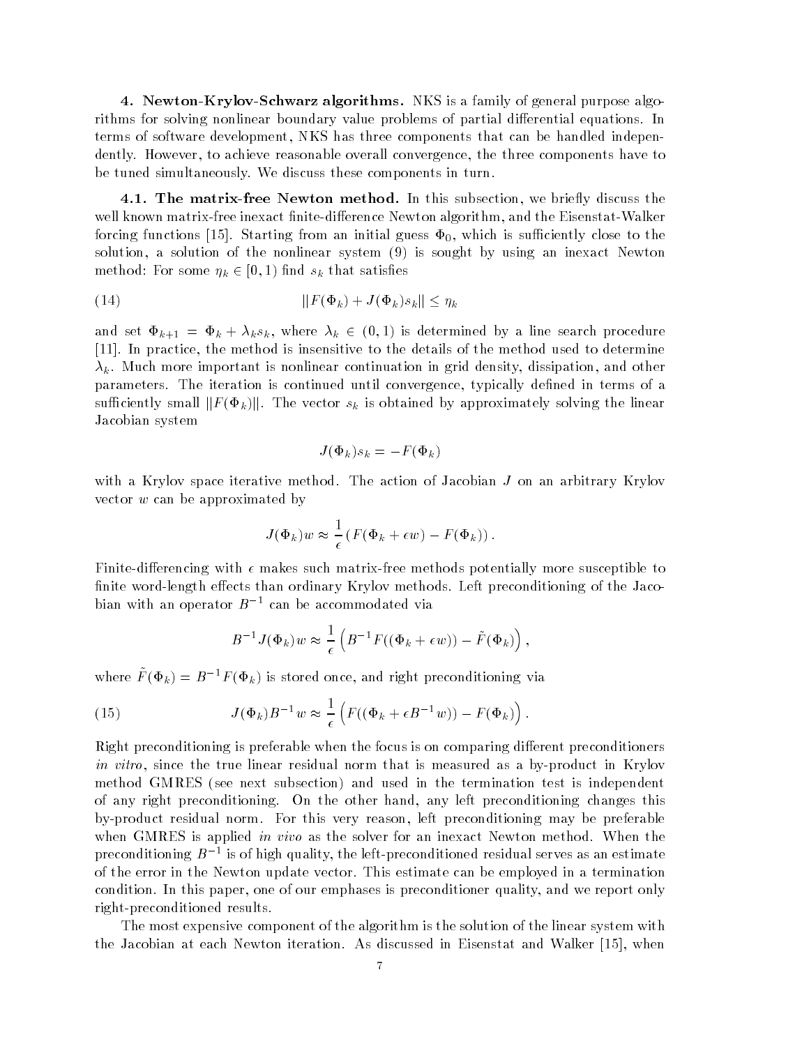## 4. Newton-Krylov-Schwarz algorithms.

NKS is a family of general purpose algorithms for solving nonlinear boundary value problems of partial differential equations. In terms of software development, NKS has three components that can be handled independently. However, to achieve reasonable overall convergence, the three components have to be tuned simultaneously. We discuss these components in turn.

### 4.1. The matrix-free Newton method.

In this subsection, we briefly discuss the well known matrix-free inexact finite-difference Newton algorithm, and the Eisenstat-Walker forcing functions [15]. Starting from an initial guess $\Phi_0$, which is sufficiently close to the solution, a solution of the nonlinear system (9) is sought by using an inexact Newton method: For some $\eta_k \in [0, 1)$ find $s_k$ that satisfies

$$||F(\Phi_k) + J(\Phi_k)s_k|| \leq \eta_k \tag{14}$$

and set $\Phi_{k+1} = \Phi_k + \lambda_k s_k$, where $\lambda_k \in (0, 1)$ is determined by a line search procedure [11]. In practice, the method is insensitive to the details of the method used to determine $\lambda_k$. Much more important is nonlinear continuation in grid density, dissipation, and other parameters. The iteration is continued until convergence, typically defined in terms of a sufficiently small $||F(\Phi_k)||$. The vector $s_k$ is obtained by approximately solving the linear Jacobian system

$$J(\Phi_k)s_k = -F(\Phi_k)$$

with a Krylov space iterative method. The action of Jacobian $J$ on an arbitrary Krylov vector $w$ can be approximated by

$$J(\Phi_k)w \approx \frac{1}{\epsilon}\left(F(\Phi_k + \epsilon w) - F(\Phi_k)\right).$$

Finite-differencing with $\epsilon$ makes such matrix-free methods potentially more susceptible to finite word-length effects than ordinary Krylov methods. Left preconditioning of the Jacobian with an operator $B^{-1}$ can be accommodated via

$$B^{-1}J(\Phi_k)w \approx \frac{1}{\epsilon}\left(B^{-1}F((\Phi_k + \epsilon w)) - \tilde{F}(\Phi_k)\right),$$

where $\tilde{F}(\Phi_k) = B^{-1}F(\Phi_k)$ is stored once, and right preconditioning via

$$J(\Phi_k)B^{-1}w \approx \frac{1}{\epsilon}\left(F((\Phi_k + \epsilon B^{-1}w)) - F(\Phi_k)\right). \tag{15}$$

Right preconditioning is preferable when the focus is on comparing different preconditioners *in vitro*, since the true linear residual norm that is measured as a by-product in Krylov method GMRES (see next subsection) and used in the termination test is independent of any right preconditioning. On the other hand, any left preconditioning changes this by-product residual norm. For this very reason, left preconditioning may be preferable when GMRES is applied *in vivo* as the solver for an inexact Newton method. When the preconditioning $B^{-1}$ is of high quality, the left-preconditioned residual serves as an estimate of the error in the Newton update vector. This estimate can be employed in a termination condition. In this paper, one of our emphases is preconditioner quality, and we report only right-preconditioned results.

The most expensive component of the algorithm is the solution of the linear system with the Jacobian at each Newton iteration. As discussed in Eisenstat and Walker [15], when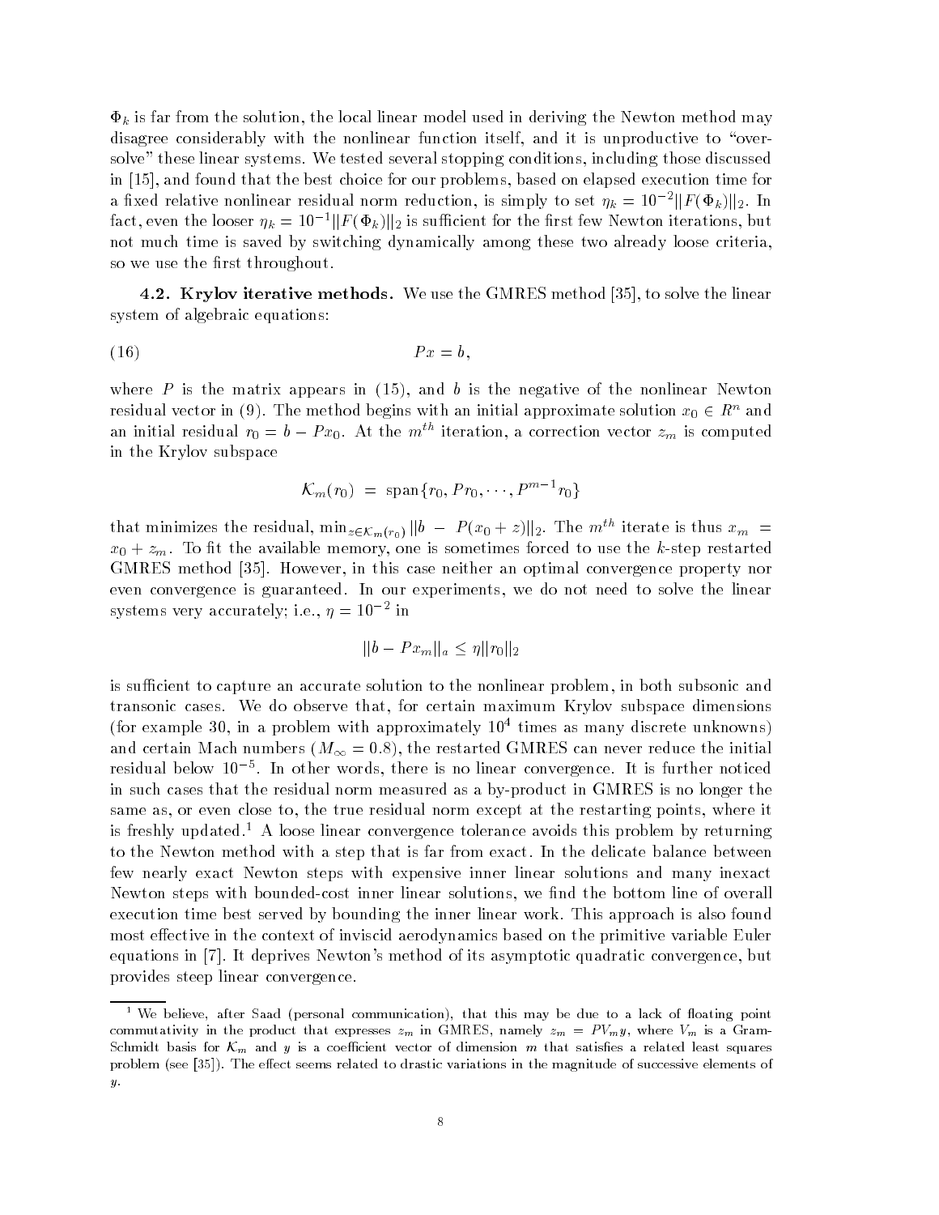$\Phi_k$ is far from the solution, the local linear model used in deriving the Newton method may disagree considerably with the nonlinear function itself, and it is unproductive to "over-solve" these linear systems. We tested several stopping conditions, including those discussed in [15], and found that the best choice for our problems, based on elapsed execution time for a fixed relative nonlinear residual norm reduction, is simply to set $\eta_k = 10^{-2}||F(\Phi_k)||_2$. In fact, even the looser $\eta_k = 10^{-1}||F(\Phi_k)||_2$ is sufficient for the first few Newton iterations, but not much time is saved by switching dynamically among these two already loose criteria, so we use the first throughout.

**4.2. Krylov iterative methods.** We use the GMRES method [35], to solve the linear system of algebraic equations:

$$Px = b, \tag{16}$$

where $P$ is the matrix appears in (15), and $b$ is the negative of the nonlinear Newton residual vector in (9). The method begins with an initial approximate solution $x_0 \in R^n$ and an initial residual $r_0 = b - Px_0$. At the $m^{th}$ iteration, a correction vector $z_m$ is computed in the Krylov subspace

$$\mathcal{K}_m(r_0) \;=\; \text{span}\{r_0, Pr_0, \cdots, P^{m-1}r_0\}$$

that minimizes the residual, $\min_{z \in \mathcal{K}_m(r_0)} ||b \;-\; P(x_0 + z)||_2$. The $m^{th}$ iterate is thus $x_m = x_0 + z_m$. To fit the available memory, one is sometimes forced to use the $k$-step restarted GMRES method [35]. However, in this case neither an optimal convergence property nor even convergence is guaranteed. In our experiments, we do not need to solve the linear systems very accurately; i.e., $\eta = 10^{-2}$ in

$$||b - Px_m||_a \le \eta ||r_0||_2$$

is sufficient to capture an accurate solution to the nonlinear problem, in both subsonic and transonic cases. We do observe that, for certain maximum Krylov subspace dimensions (for example 30, in a problem with approximately $10^4$ times as many discrete unknowns) and certain Mach numbers ($M_\infty = 0.8$), the restarted GMRES can never reduce the initial residual below $10^{-5}$. In other words, there is no linear convergence. It is further noticed in such cases that the residual norm measured as a by-product in GMRES is no longer the same as, or even close to, the true residual norm except at the restarting points, where it is freshly updated.[1] A loose linear convergence tolerance avoids this problem by returning to the Newton method with a step that is far from exact. In the delicate balance between few nearly exact Newton steps with expensive inner linear solutions and many inexact Newton steps with bounded-cost inner linear solutions, we find the bottom line of overall execution time best served by bounding the inner linear work. This approach is also found most effective in the context of inviscid aerodynamics based on the primitive variable Euler equations in [7]. It deprives Newton's method of its asymptotic quadratic convergence, but provides steep linear convergence.

[1] We believe, after Saad (personal communication), that this may be due to a lack of floating point commutativity in the product that expresses $z_m$ in GMRES, namely $z_m = PV_m y$, where $V_m$ is a Gram-Schmidt basis for $\mathcal{K}_m$ and $y$ is a coefficient vector of dimension $m$ that satisfies a related least squares problem (see [35]). The effect seems related to drastic variations in the magnitude of successive elements of $y$.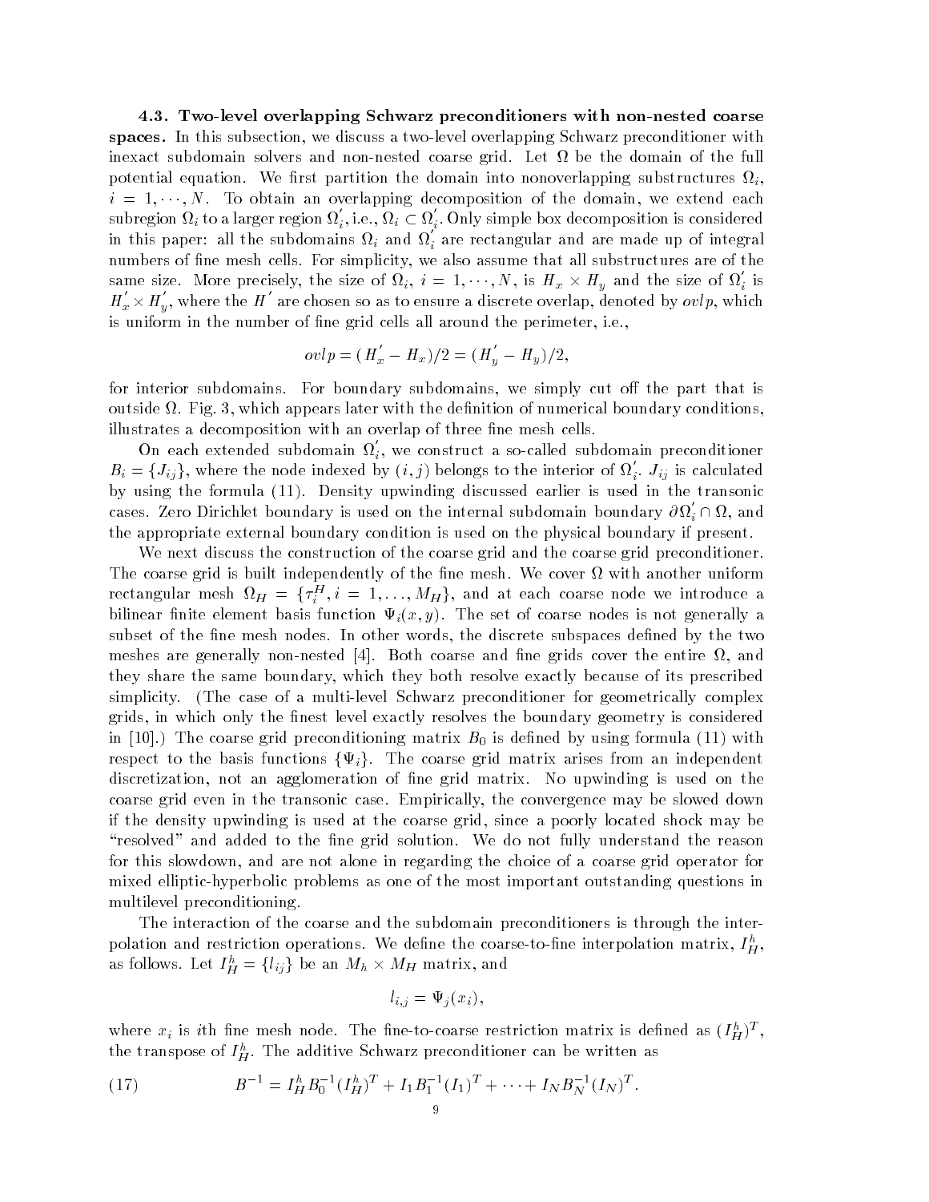**4.3. Two-level overlapping Schwarz preconditioners with non-nested coarse spaces.** In this subsection, we discuss a two-level overlapping Schwarz preconditioner with inexact subdomain solvers and non-nested coarse grid. Let $\Omega$ be the domain of the full potential equation. We first partition the domain into nonoverlapping substructures $\Omega_i$, $i = 1, \cdots, N$. To obtain an overlapping decomposition of the domain, we extend each subregion $\Omega_i$ to a larger region $\Omega_i^{'}$, i.e., $\Omega_i \subset \Omega_i^{'}$. Only simple box decomposition is considered in this paper: all the subdomains $\Omega_i$ and $\Omega_i^{'}$ are rectangular and are made up of integral numbers of fine mesh cells. For simplicity, we also assume that all substructures are of the same size. More precisely, the size of $\Omega_i$, $i = 1, \cdots, N$, is $H_x \times H_y$ and the size of $\Omega_i^{'}$ is $H_x^{'} \times H_y^{'}$, where the $H^{'}$ are chosen so as to ensure a discrete overlap, denoted by $ovlp$, which is uniform in the number of fine grid cells all around the perimeter, i.e.,

$$ovlp = (H_x^{'} - H_x)/2 = (H_y^{'} - H_y)/2,$$

for interior subdomains. For boundary subdomains, we simply cut off the part that is outside $\Omega$. Fig. 3, which appears later with the definition of numerical boundary conditions, illustrates a decomposition with an overlap of three fine mesh cells.

On each extended subdomain $\Omega_i^{'}$, we construct a so-called subdomain preconditioner $B_i = \{J_{ij}\}$, where the node indexed by $(i, j)$ belongs to the interior of $\Omega_i^{'}$. $J_{ij}$ is calculated by using the formula (11). Density upwinding discussed earlier is used in the transonic cases. Zero Dirichlet boundary is used on the internal subdomain boundary $\partial\Omega_i^{'} \cap \Omega$, and the appropriate external boundary condition is used on the physical boundary if present.

We next discuss the construction of the coarse grid and the coarse grid preconditioner. The coarse grid is built independently of the fine mesh. We cover $\Omega$ with another uniform rectangular mesh $\Omega_H = \{\tau_i^H, i = 1, \ldots, M_H\}$, and at each coarse node we introduce a bilinear finite element basis function $\Psi_i(x, y)$. The set of coarse nodes is not generally a subset of the fine mesh nodes. In other words, the discrete subspaces defined by the two meshes are generally non-nested [4]. Both coarse and fine grids cover the entire $\Omega$, and they share the same boundary, which they both resolve exactly because of its prescribed simplicity. (The case of a multi-level Schwarz preconditioner for geometrically complex grids, in which only the finest level exactly resolves the boundary geometry is considered in [10].) The coarse grid preconditioning matrix $B_0$ is defined by using formula (11) with respect to the basis functions $\{\Psi_i\}$. The coarse grid matrix arises from an independent discretization, not an agglomeration of fine grid matrix. No upwinding is used on the coarse grid even in the transonic case. Empirically, the convergence may be slowed down if the density upwinding is used at the coarse grid, since a poorly located shock may be "resolved" and added to the fine grid solution. We do not fully understand the reason for this slowdown, and are not alone in regarding the choice of a coarse grid operator for mixed elliptic-hyperbolic problems as one of the most important outstanding questions in multilevel preconditioning.

The interaction of the coarse and the subdomain preconditioners is through the interpolation and restriction operations. We define the coarse-to-fine interpolation matrix, $I_H^h$, as follows. Let $I_H^h = \{l_{ij}\}$ be an $M_h \times M_H$ matrix, and

$$l_{i,j} = \Psi_j(x_i),$$

where $x_i$ is $i$th fine mesh node. The fine-to-coarse restriction matrix is defined as $(I_H^h)^T$, the transpose of $I_H^h$. The additive Schwarz preconditioner can be written as

$$B^{-1} = I_H^h B_0^{-1} (I_H^h)^T + I_1 B_1^{-1} (I_1)^T + \cdots + I_N B_N^{-1} (I_N)^T. \tag{17}$$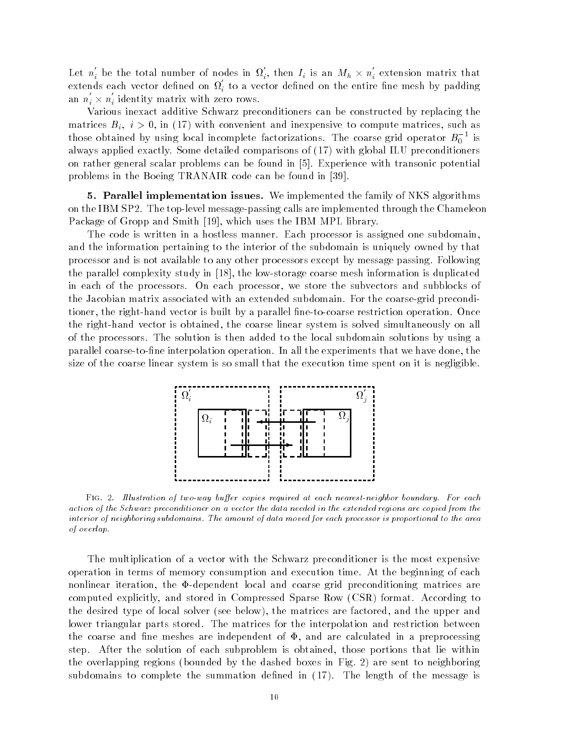Let $n_i^{'}$ be the total number of nodes in $\Omega_i^{'}$, then $I_i$ is an $M_h \times n_i^{'}$ extension matrix that extends each vector defined on $\Omega_i^{'}$ to a vector defined on the entire fine mesh by padding an $n_i^{'} \times n_i^{'}$ identity matrix with zero rows.

Various inexact additive Schwarz preconditioners can be constructed by replacing the matrices $B_i$, $i > 0$, in (17) with convenient and inexpensive to compute matrices, such as those obtained by using local incomplete factorizations. The coarse grid operator $B_0^{-1}$ is always applied exactly. Some detailed comparisons of (17) with global ILU preconditioners on rather general scalar problems can be found in [5]. Experience with transonic potential problems in the Boeing TRANAIR code can be found in [39].

**5. Parallel implementation issues.** We implemented the family of NKS algorithms on the IBM SP2. The top-level message-passing calls are implemented through the Chameleon Package of Gropp and Smith [19], which uses the IBM MPL library.

The code is written in a hostless manner. Each processor is assigned one subdomain, and the information pertaining to the interior of the subdomain is uniquely owned by that processor and is not available to any other processors except by message passing. Following the parallel complexity study in [18], the low-storage coarse mesh information is duplicated in each of the processors. On each processor, we store the subvectors and subblocks of the Jacobian matrix associated with an extended subdomain. For the coarse-grid preconditioner, the right-hand vector is built by a parallel fine-to-coarse restriction operation. Once the right-hand vector is obtained, the coarse linear system is solved simultaneously on all of the processors. The solution is then added to the local subdomain solutions by using a parallel coarse-to-fine interpolation operation. In all the experiments that we have done, the size of the coarse linear system is so small that the execution time spent on it is negligible.

Fig. 2. *Illustration of two-way buffer copies required at each nearest-neighbor boundary. For each action of the Schwarz preconditioner on a vector the data needed in the extended regions are copied from the interior of neighboring subdomains. The amount of data moved for each processor is proportional to the area of overlap.*

The multiplication of a vector with the Schwarz preconditioner is the most expensive operation in terms of memory consumption and execution time. At the beginning of each nonlinear iteration, the $\Phi$-dependent local and coarse grid preconditioning matrices are computed explicitly, and stored in Compressed Sparse Row (CSR) format. According to the desired type of local solver (see below), the matrices are factored, and the upper and lower triangular parts stored. The matrices for the interpolation and restriction between the coarse and fine meshes are independent of $\Phi$, and are calculated in a preprocessing step. After the solution of each subproblem is obtained, those portions that lie within the overlapping regions (bounded by the dashed boxes in Fig. 2) are sent to neighboring subdomains to complete the summation defined in (17). The length of the message is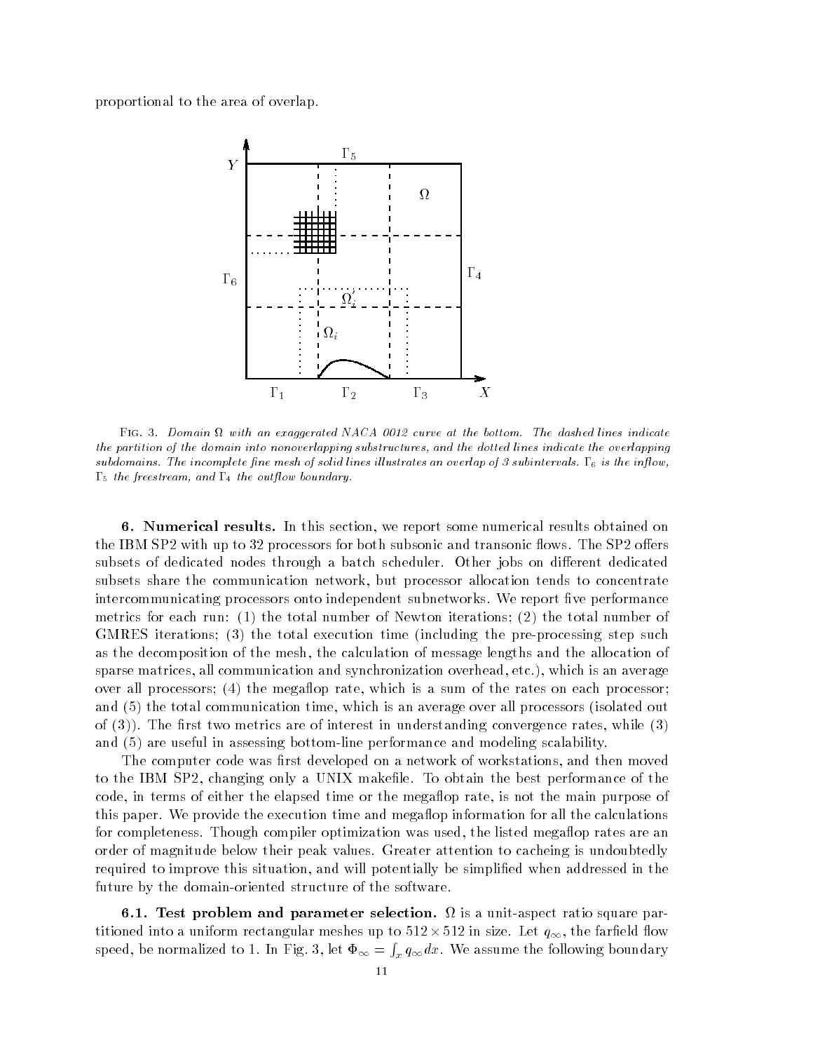proportional to the area of overlap.

Fig. 3. *Domain $\Omega$ with an exaggerated NACA 0012 curve at the bottom. The dashed lines indicate the partition of the domain into nonoverlapping substructures, and the dotted lines indicate the overlapping subdomains. The incomplete fine mesh of solid lines illustrates an overlap of 3 subintervals. $\Gamma_6$ is the inflow, $\Gamma_5$ the freestream, and $\Gamma_4$ the outflow boundary.*

**6. Numerical results.** In this section, we report some numerical results obtained on the IBM SP2 with up to 32 processors for both subsonic and transonic flows. The SP2 offers subsets of dedicated nodes through a batch scheduler. Other jobs on different dedicated subsets share the communication network, but processor allocation tends to concentrate intercommunicating processors onto independent subnetworks. We report five performance metrics for each run: (1) the total number of Newton iterations; (2) the total number of GMRES iterations; (3) the total execution time (including the pre-processing step such as the decomposition of the mesh, the calculation of message lengths and the allocation of sparse matrices, all communication and synchronization overhead, etc.), which is an average over all processors; (4) the megaflop rate, which is a sum of the rates on each processor; and (5) the total communication time, which is an average over all processors (isolated out of (3)). The first two metrics are of interest in understanding convergence rates, while (3) and (5) are useful in assessing bottom-line performance and modeling scalability.

The computer code was first developed on a network of workstations, and then moved to the IBM SP2, changing only a UNIX makefile. To obtain the best performance of the code, in terms of either the elapsed time or the megaflop rate, is not the main purpose of this paper. We provide the execution time and megaflop information for all the calculations for completeness. Though compiler optimization was used, the listed megaflop rates are an order of magnitude below their peak values. Greater attention to cacheing is undoubtedly required to improve this situation, and will potentially be simplified when addressed in the future by the domain-oriented structure of the software.

**6.1. Test problem and parameter selection.** $\Omega$ is a unit-aspect ratio square partitioned into a uniform rectangular meshes up to $512 \times 512$ in size. Let $q_\infty$, the farfield flow speed, be normalized to 1. In Fig. 3, let $\Phi_\infty = \int_x q_\infty dx$. We assume the following boundary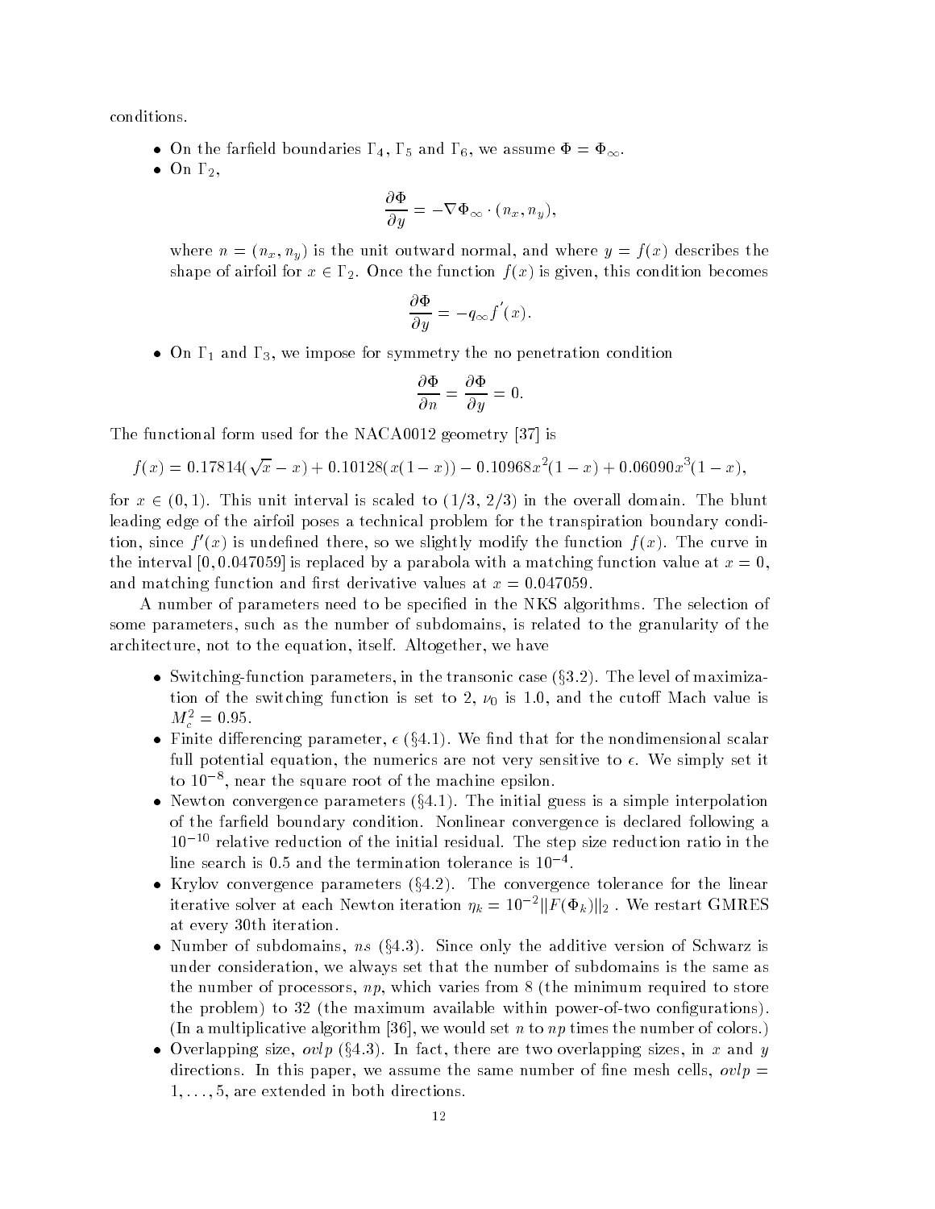conditions.

- On the farfield boundaries $\Gamma_4$, $\Gamma_5$ and $\Gamma_6$, we assume $\Phi = \Phi_\infty$.
- On $\Gamma_2$,

$$\frac{\partial \Phi}{\partial y} = -\nabla \Phi_\infty \cdot (n_x, n_y),$$

where $n = (n_x, n_y)$ is the unit outward normal, and where $y = f(x)$ describes the shape of airfoil for $x \in \Gamma_2$. Once the function $f(x)$ is given, this condition becomes

$$\frac{\partial \Phi}{\partial y} = -q_\infty f'(x).$$

- On $\Gamma_1$ and $\Gamma_3$, we impose for symmetry the no penetration condition

$$\frac{\partial \Phi}{\partial n} = \frac{\partial \Phi}{\partial y} = 0.$$

The functional form used for the NACA0012 geometry [37] is

$$f(x) = 0.17814(\sqrt{x} - x) + 0.10128(x(1-x)) - 0.10968x^2(1-x) + 0.06090x^3(1-x),$$

for $x \in (0, 1)$. This unit interval is scaled to $(1/3, 2/3)$ in the overall domain. The blunt leading edge of the airfoil poses a technical problem for the transpiration boundary condition, since $f'(x)$ is undefined there, so we slightly modify the function $f(x)$. The curve in the interval $[0, 0.047059]$ is replaced by a parabola with a matching function value at $x = 0$, and matching function and first derivative values at $x = 0.047059$.

A number of parameters need to be specified in the NKS algorithms. The selection of some parameters, such as the number of subdomains, is related to the granularity of the architecture, not to the equation, itself. Altogether, we have

- Switching-function parameters, in the transonic case (§3.2). The level of maximization of the switching function is set to 2, $\nu_0$ is 1.0, and the cutoff Mach value is $M_c^2 = 0.95$.
- Finite differencing parameter, $\epsilon$ (§4.1). We find that for the nondimensional scalar full potential equation, the numerics are not very sensitive to $\epsilon$. We simply set it to $10^{-8}$, near the square root of the machine epsilon.
- Newton convergence parameters (§4.1). The initial guess is a simple interpolation of the farfield boundary condition. Nonlinear convergence is declared following a $10^{-10}$ relative reduction of the initial residual. The step size reduction ratio in the line search is 0.5 and the termination tolerance is $10^{-4}$.
- Krylov convergence parameters (§4.2). The convergence tolerance for the linear iterative solver at each Newton iteration $\eta_k = 10^{-2}\|F(\Phi_k)\|_2$ . We restart GMRES at every 30th iteration.
- Number of subdomains, $ns$ (§4.3). Since only the additive version of Schwarz is under consideration, we always set that the number of subdomains is the same as the number of processors, $np$, which varies from 8 (the minimum required to store the problem) to 32 (the maximum available within power-of-two configurations). (In a multiplicative algorithm [36], we would set $n$ to $np$ times the number of colors.)
- Overlapping size, $ovlp$ (§4.3). In fact, there are two overlapping sizes, in $x$ and $y$ directions. In this paper, we assume the same number of fine mesh cells, $ovlp = 1, \ldots, 5$, are extended in both directions.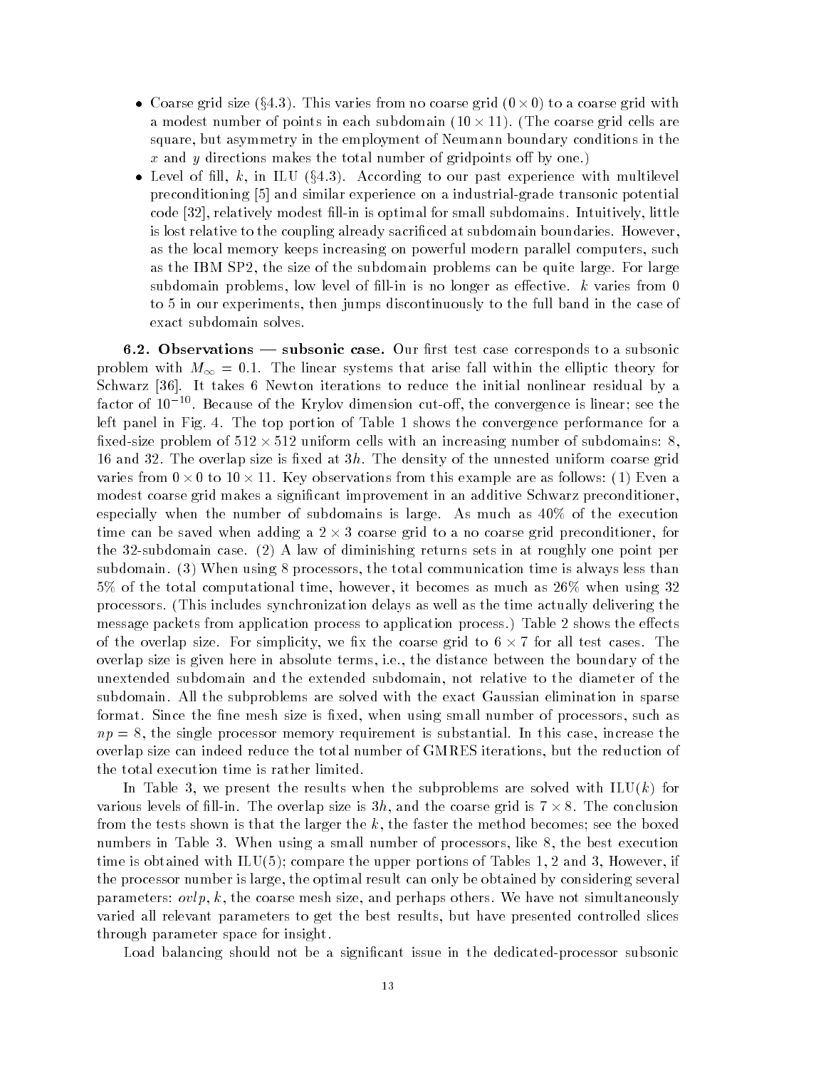- Coarse grid size (§4.3). This varies from no coarse grid ($0 \times 0$) to a coarse grid with a modest number of points in each subdomain ($10 \times 11$). (The coarse grid cells are square, but asymmetry in the employment of Neumann boundary conditions in the $x$ and $y$ directions makes the total number of gridpoints off by one.)
- Level of fill, $k$, in ILU (§4.3). According to our past experience with multilevel preconditioning [5] and similar experience on a industrial-grade transonic potential code [32], relatively modest fill-in is optimal for small subdomains. Intuitively, little is lost relative to the coupling already sacrificed at subdomain boundaries. However, as the local memory keeps increasing on powerful modern parallel computers, such as the IBM SP2, the size of the subdomain problems can be quite large. For large subdomain problems, low level of fill-in is no longer as effective. $k$ varies from 0 to 5 in our experiments, then jumps discontinuously to the full band in the case of exact subdomain solves.

**6.2. Observations — subsonic case.** Our first test case corresponds to a subsonic problem with $M_\infty = 0.1$. The linear systems that arise fall within the elliptic theory for Schwarz [36]. It takes 6 Newton iterations to reduce the initial nonlinear residual by a factor of $10^{-10}$. Because of the Krylov dimension cut-off, the convergence is linear; see the left panel in Fig. 4. The top portion of Table 1 shows the convergence performance for a fixed-size problem of $512 \times 512$ uniform cells with an increasing number of subdomains: 8, 16 and 32. The overlap size is fixed at $3h$. The density of the unnested uniform coarse grid varies from $0 \times 0$ to $10 \times 11$. Key observations from this example are as follows: (1) Even a modest coarse grid makes a significant improvement in an additive Schwarz preconditioner, especially when the number of subdomains is large. As much as 40% of the execution time can be saved when adding a $2 \times 3$ coarse grid to a no coarse grid preconditioner, for the 32-subdomain case. (2) A law of diminishing returns sets in at roughly one point per subdomain. (3) When using 8 processors, the total communication time is always less than 5% of the total computational time, however, it becomes as much as 26% when using 32 processors. (This includes synchronization delays as well as the time actually delivering the message packets from application process to application process.) Table 2 shows the effects of the overlap size. For simplicity, we fix the coarse grid to $6 \times 7$ for all test cases. The overlap size is given here in absolute terms, i.e., the distance between the boundary of the unextended subdomain and the extended subdomain, not relative to the diameter of the subdomain. All the subproblems are solved with the exact Gaussian elimination in sparse format. Since the fine mesh size is fixed, when using small number of processors, such as $np = 8$, the single processor memory requirement is substantial. In this case, increase the overlap size can indeed reduce the total number of GMRES iterations, but the reduction of the total execution time is rather limited.

In Table 3, we present the results when the subproblems are solved with ILU($k$) for various levels of fill-in. The overlap size is $3h$, and the coarse grid is $7 \times 8$. The conclusion from the tests shown is that the larger the $k$, the faster the method becomes; see the boxed numbers in Table 3. When using a small number of processors, like 8, the best execution time is obtained with ILU(5); compare the upper portions of Tables 1, 2 and 3, However, if the processor number is large, the optimal result can only be obtained by considering several parameters: $ovlp$, $k$, the coarse mesh size, and perhaps others. We have not simultaneously varied all relevant parameters to get the best results, but have presented controlled slices through parameter space for insight.

Load balancing should not be a significant issue in the dedicated-processor subsonic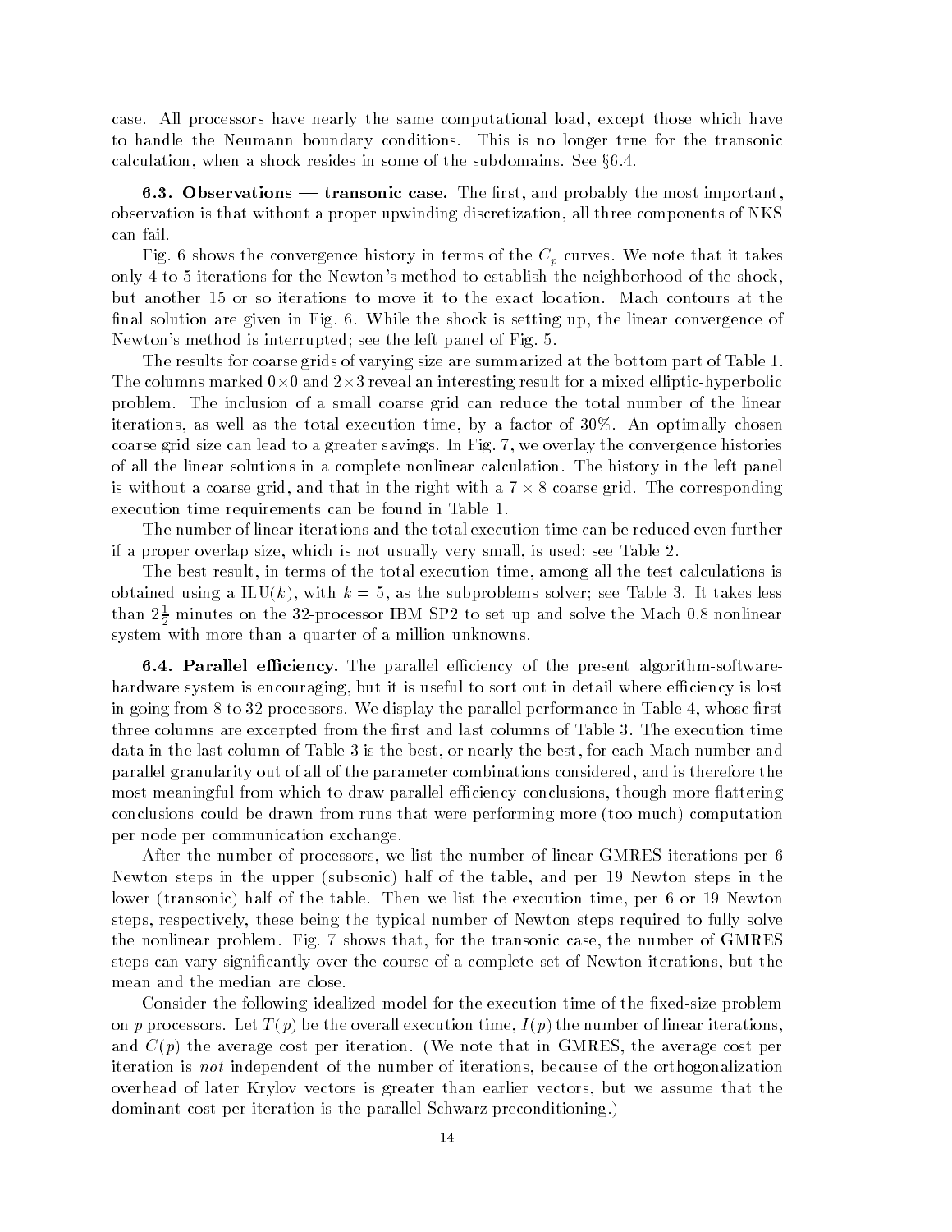case. All processors have nearly the same computational load, except those which have to handle the Neumann boundary conditions. This is no longer true for the transonic calculation, when a shock resides in some of the subdomains. See §6.4.

**6.3. Observations — transonic case.** The first, and probably the most important, observation is that without a proper upwinding discretization, all three components of NKS can fail.

Fig. 6 shows the convergence history in terms of the $C_p$ curves. We note that it takes only 4 to 5 iterations for the Newton's method to establish the neighborhood of the shock, but another 15 or so iterations to move it to the exact location. Mach contours at the final solution are given in Fig. 6. While the shock is setting up, the linear convergence of Newton's method is interrupted; see the left panel of Fig. 5.

The results for coarse grids of varying size are summarized at the bottom part of Table 1. The columns marked $0\times0$ and $2\times3$ reveal an interesting result for a mixed elliptic-hyperbolic problem. The inclusion of a small coarse grid can reduce the total number of the linear iterations, as well as the total execution time, by a factor of 30%. An optimally chosen coarse grid size can lead to a greater savings. In Fig. 7, we overlay the convergence histories of all the linear solutions in a complete nonlinear calculation. The history in the left panel is without a coarse grid, and that in the right with a $7\times8$ coarse grid. The corresponding execution time requirements can be found in Table 1.

The number of linear iterations and the total execution time can be reduced even further if a proper overlap size, which is not usually very small, is used; see Table 2.

The best result, in terms of the total execution time, among all the test calculations is obtained using a ILU($k$), with $k = 5$, as the subproblems solver; see Table 3. It takes less than $2\frac{1}{2}$ minutes on the 32-processor IBM SP2 to set up and solve the Mach 0.8 nonlinear system with more than a quarter of a million unknowns.

**6.4. Parallel efficiency.** The parallel efficiency of the present algorithm-software-hardware system is encouraging, but it is useful to sort out in detail where efficiency is lost in going from 8 to 32 processors. We display the parallel performance in Table 4, whose first three columns are excerpted from the first and last columns of Table 3. The execution time data in the last column of Table 3 is the best, or nearly the best, for each Mach number and parallel granularity out of all of the parameter combinations considered, and is therefore the most meaningful from which to draw parallel efficiency conclusions, though more flattering conclusions could be drawn from runs that were performing more (too much) computation per node per communication exchange.

After the number of processors, we list the number of linear GMRES iterations per 6 Newton steps in the upper (subsonic) half of the table, and per 19 Newton steps in the lower (transonic) half of the table. Then we list the execution time, per 6 or 19 Newton steps, respectively, these being the typical number of Newton steps required to fully solve the nonlinear problem. Fig. 7 shows that, for the transonic case, the number of GMRES steps can vary significantly over the course of a complete set of Newton iterations, but the mean and the median are close.

Consider the following idealized model for the execution time of the fixed-size problem on $p$ processors. Let $T(p)$ be the overall execution time, $I(p)$ the number of linear iterations, and $C(p)$ the average cost per iteration. (We note that in GMRES, the average cost per iteration is *not* independent of the number of iterations, because of the orthogonalization overhead of later Krylov vectors is greater than earlier vectors, but we assume that the dominant cost per iteration is the parallel Schwarz preconditioning.)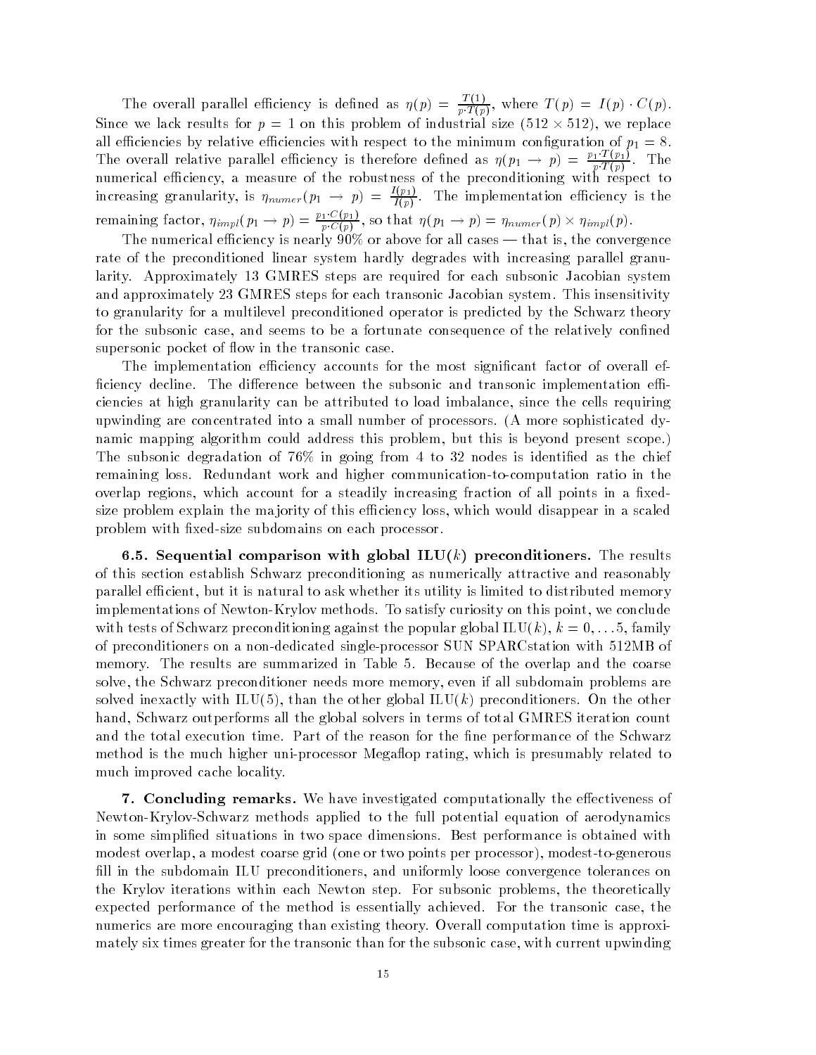The overall parallel efficiency is defined as $\eta(p) = \frac{T(1)}{p \cdot T(p)}$, where $T(p) = I(p) \cdot C(p)$. Since we lack results for $p = 1$ on this problem of industrial size ($512 \times 512$), we replace all efficiencies by relative efficiencies with respect to the minimum configuration of $p_1 = 8$. The overall relative parallel efficiency is therefore defined as $\eta(p_1 \to p) = \frac{p_1 \cdot T(p_1)}{p \cdot T(p)}$. The numerical efficiency, a measure of the robustness of the preconditioning with respect to increasing granularity, is $\eta_{numer}(p_1 \to p) = \frac{I(p_1)}{I(p)}$. The implementation efficiency is the remaining factor, $\eta_{impl}(p_1 \to p) = \frac{p_1 \cdot C(p_1)}{p \cdot C(p)}$, so that $\eta(p_1 \to p) = \eta_{numer}(p) \times \eta_{impl}(p)$.

The numerical efficiency is nearly 90% or above for all cases — that is, the convergence rate of the preconditioned linear system hardly degrades with increasing parallel granularity. Approximately 13 GMRES steps are required for each subsonic Jacobian system and approximately 23 GMRES steps for each transonic Jacobian system. This insensitivity to granularity for a multilevel preconditioned operator is predicted by the Schwarz theory for the subsonic case, and seems to be a fortunate consequence of the relatively confined supersonic pocket of flow in the transonic case.

The implementation efficiency accounts for the most significant factor of overall efficiency decline. The difference between the subsonic and transonic implementation efficiencies at high granularity can be attributed to load imbalance, since the cells requiring upwinding are concentrated into a small number of processors. (A more sophisticated dynamic mapping algorithm could address this problem, but this is beyond present scope.) The subsonic degradation of 76% in going from 4 to 32 nodes is identified as the chief remaining loss. Redundant work and higher communication-to-computation ratio in the overlap regions, which account for a steadily increasing fraction of all points in a fixed-size problem explain the majority of this efficiency loss, which would disappear in a scaled problem with fixed-size subdomains on each processor.

**6.5. Sequential comparison with global ILU($k$) preconditioners.** The results of this section establish Schwarz preconditioning as numerically attractive and reasonably parallel efficient, but it is natural to ask whether its utility is limited to distributed memory implementations of Newton-Krylov methods. To satisfy curiosity on this point, we conclude with tests of Schwarz preconditioning against the popular global ILU($k$), $k = 0, \ldots 5$, family of preconditioners on a non-dedicated single-processor SUN SPARCstation with 512MB of memory. The results are summarized in Table 5. Because of the overlap and the coarse solve, the Schwarz preconditioner needs more memory, even if all subdomain problems are solved inexactly with ILU(5), than the other global ILU($k$) preconditioners. On the other hand, Schwarz outperforms all the global solvers in terms of total GMRES iteration count and the total execution time. Part of the reason for the fine performance of the Schwarz method is the much higher uni-processor Megaflop rating, which is presumably related to much improved cache locality.

**7. Concluding remarks.** We have investigated computationally the effectiveness of Newton-Krylov-Schwarz methods applied to the full potential equation of aerodynamics in some simplified situations in two space dimensions. Best performance is obtained with modest overlap, a modest coarse grid (one or two points per processor), modest-to-generous fill in the subdomain ILU preconditioners, and uniformly loose convergence tolerances on the Krylov iterations within each Newton step. For subsonic problems, the theoretically expected performance of the method is essentially achieved. For the transonic case, the numerics are more encouraging than existing theory. Overall computation time is approximately six times greater for the transonic than for the subsonic case, with current upwinding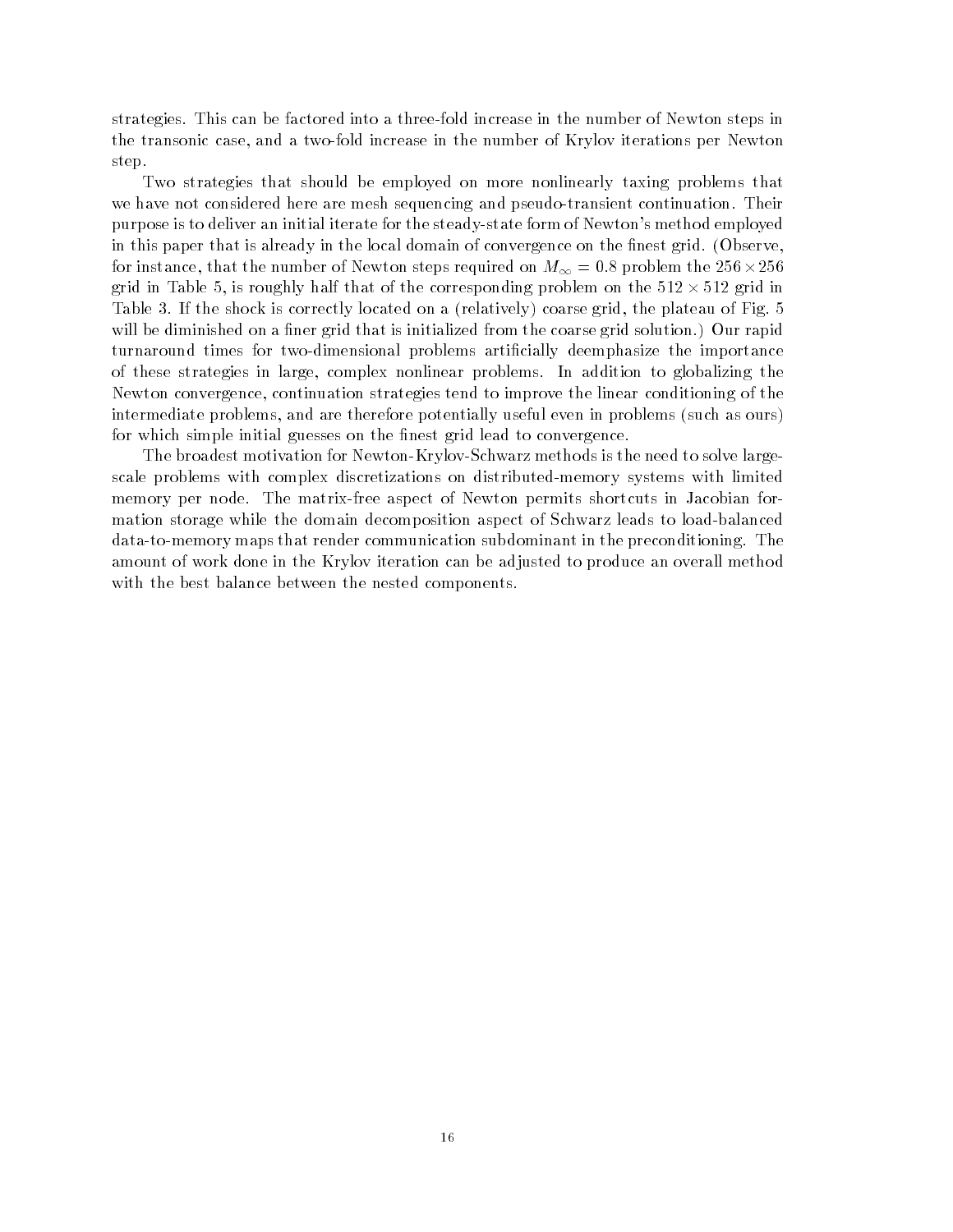strategies. This can be factored into a three-fold increase in the number of Newton steps in the transonic case, and a two-fold increase in the number of Krylov iterations per Newton step.

Two strategies that should be employed on more nonlinearly taxing problems that we have not considered here are mesh sequencing and pseudo-transient continuation. Their purpose is to deliver an initial iterate for the steady-state form of Newton's method employed in this paper that is already in the local domain of convergence on the finest grid. (Observe, for instance, that the number of Newton steps required on $M_\infty = 0.8$ problem the $256 \times 256$ grid in Table 5, is roughly half that of the corresponding problem on the $512 \times 512$ grid in Table 3. If the shock is correctly located on a (relatively) coarse grid, the plateau of Fig. 5 will be diminished on a finer grid that is initialized from the coarse grid solution.) Our rapid turnaround times for two-dimensional problems artificially deemphasize the importance of these strategies in large, complex nonlinear problems. In addition to globalizing the Newton convergence, continuation strategies tend to improve the linear conditioning of the intermediate problems, and are therefore potentially useful even in problems (such as ours) for which simple initial guesses on the finest grid lead to convergence.

The broadest motivation for Newton-Krylov-Schwarz methods is the need to solve large-scale problems with complex discretizations on distributed-memory systems with limited memory per node. The matrix-free aspect of Newton permits shortcuts in Jacobian formation storage while the domain decomposition aspect of Schwarz leads to load-balanced data-to-memory maps that render communication subdominant in the preconditioning. The amount of work done in the Krylov iteration can be adjusted to produce an overall method with the best balance between the nested components.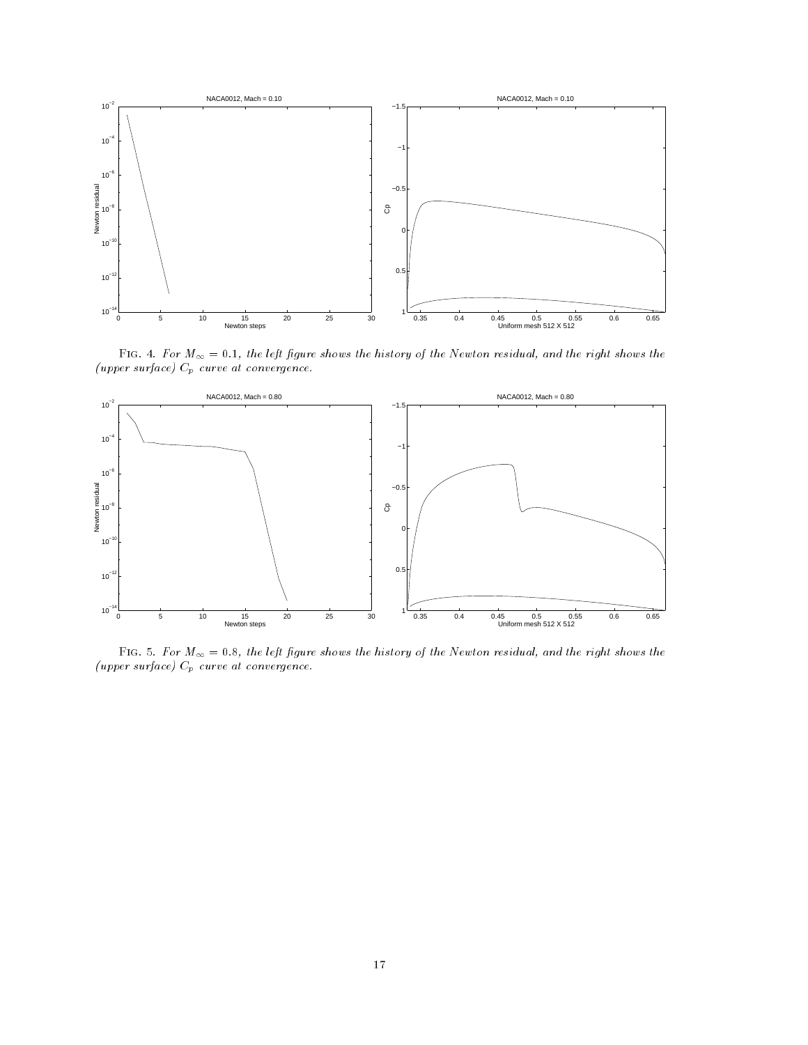FIG. 4. *For $M_\infty = 0.1$, the left figure shows the history of the Newton residual, and the right shows the (upper surface) $C_p$ curve at convergence.*

FIG. 5. *For $M_\infty = 0.8$, the left figure shows the history of the Newton residual, and the right shows the (upper surface) $C_p$ curve at convergence.*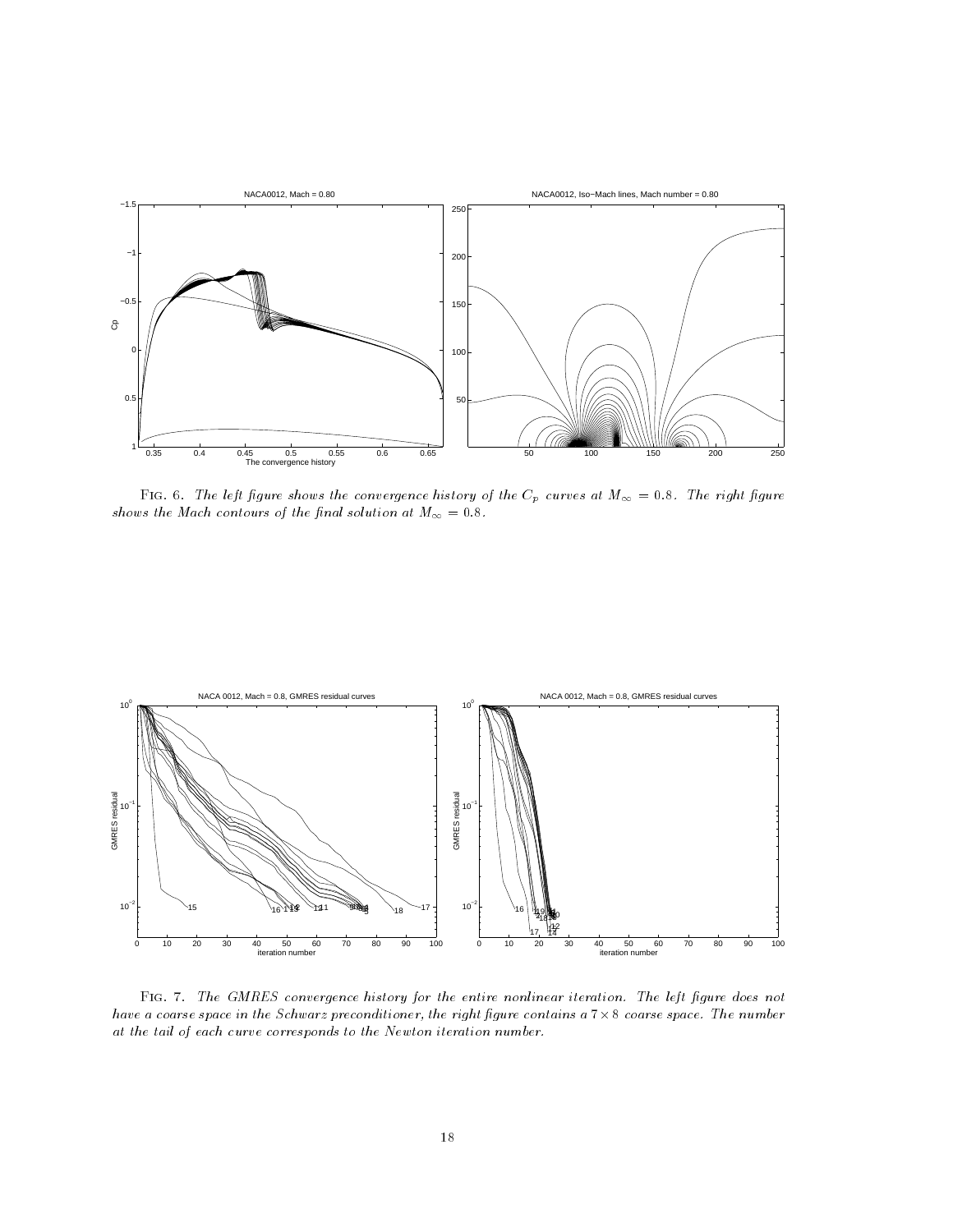Fig. 6. *The left figure shows the convergence history of the $C_p$ curves at $M_\infty = 0.8$. The right figure shows the Mach contours of the final solution at $M_\infty = 0.8$.*

Fig. 7. *The GMRES convergence history for the entire nonlinear iteration. The left figure does not have a coarse space in the Schwarz preconditioner, the right figure contains a $7 \times 8$ coarse space. The number at the tail of each curve corresponds to the Newton iteration number.*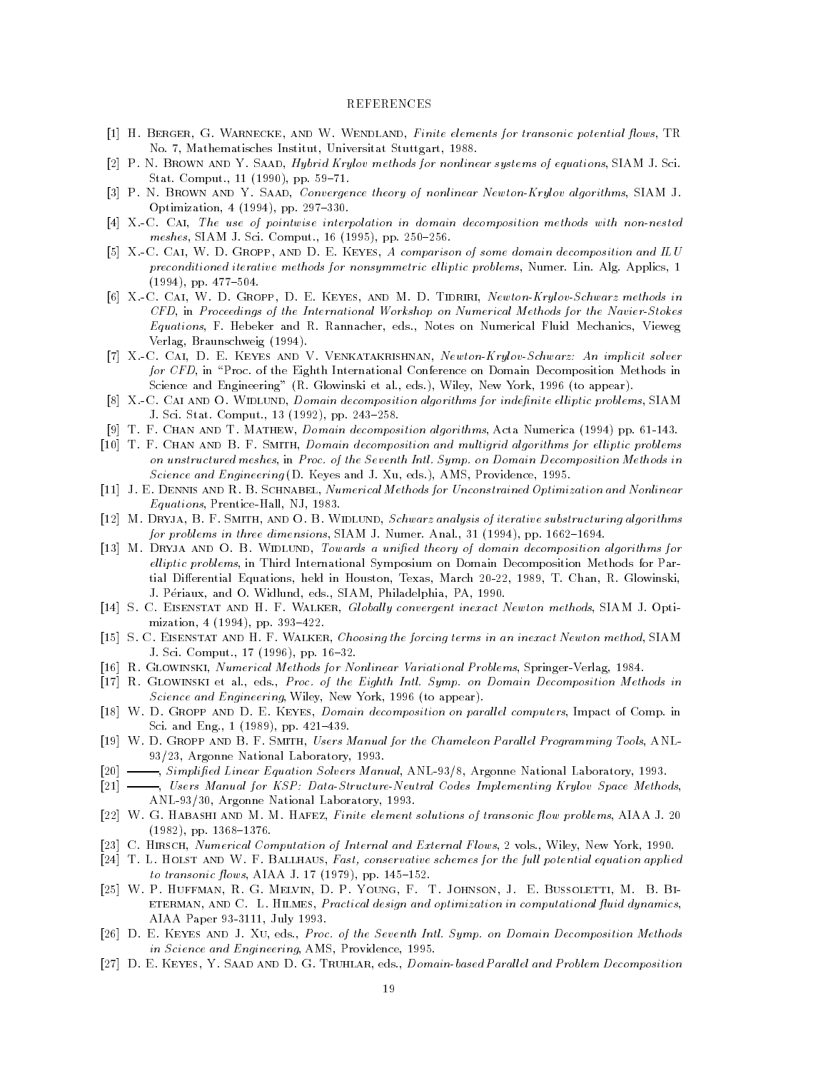## REFERENCES

[1] H. Berger, G. Warnecke, and W. Wendland, *Finite elements for transonic potential flows*, TR No. 7, Mathematisches Institut, Universitat Stuttgart, 1988.

[2] P. N. Brown and Y. Saad, *Hybrid Krylov methods for nonlinear systems of equations*, SIAM J. Sci. Stat. Comput., 11 (1990), pp. 59–71.

[3] P. N. Brown and Y. Saad, *Convergence theory of nonlinear Newton-Krylov algorithms*, SIAM J. Optimization, 4 (1994), pp. 297–330.

[4] X.-C. Cai, *The use of pointwise interpolation in domain decomposition methods with non-nested meshes*, SIAM J. Sci. Comput., 16 (1995), pp. 250–256.

[5] X.-C. Cai, W. D. Gropp, and D. E. Keyes, *A comparison of some domain decomposition and ILU preconditioned iterative methods for nonsymmetric elliptic problems*, Numer. Lin. Alg. Applics, 1 (1994), pp. 477–504.

[6] X.-C. Cai, W. D. Gropp, D. E. Keyes, and M. D. Tidriri, *Newton-Krylov-Schwarz methods in CFD*, in *Proceedings of the International Workshop on Numerical Methods for the Navier-Stokes Equations*, F. Hebeker and R. Rannacher, eds., Notes on Numerical Fluid Mechanics, Vieweg Verlag, Braunschweig (1994).

[7] X.-C. Cai, D. E. Keyes and V. Venkatakrishnan, *Newton-Krylov-Schwarz: An implicit solver for CFD*, in "Proc. of the Eighth International Conference on Domain Decomposition Methods in Science and Engineering" (R. Glowinski et al., eds.), Wiley, New York, 1996 (to appear).

[8] X.-C. Cai and O. Widlund, *Domain decomposition algorithms for indefinite elliptic problems*, SIAM J. Sci. Stat. Comput., 13 (1992), pp. 243–258.

[9] T. F. Chan and T. Mathew, *Domain decomposition algorithms*, Acta Numerica (1994) pp. 61-143.

[10] T. F. Chan and B. F. Smith, *Domain decomposition and multigrid algorithms for elliptic problems on unstructured meshes*, in *Proc. of the Seventh Intl. Symp. on Domain Decomposition Methods in Science and Engineering* (D. Keyes and J. Xu, eds.), AMS, Providence, 1995.

[11] J. E. Dennis and R. B. Schnabel, *Numerical Methods for Unconstrained Optimization and Nonlinear Equations*, Prentice-Hall, NJ, 1983.

[12] M. Dryja, B. F. Smith, and O. B. Widlund, *Schwarz analysis of iterative substructuring algorithms for problems in three dimensions*, SIAM J. Numer. Anal., 31 (1994), pp. 1662–1694.

[13] M. Dryja and O. B. Widlund, *Towards a unified theory of domain decomposition algorithms for elliptic problems*, in Third International Symposium on Domain Decomposition Methods for Partial Differential Equations, held in Houston, Texas, March 20-22, 1989, T. Chan, R. Glowinski, J. Périaux, and O. Widlund, eds., SIAM, Philadelphia, PA, 1990.

[14] S. C. Eisenstat and H. F. Walker, *Globally convergent inexact Newton methods*, SIAM J. Optimization, 4 (1994), pp. 393–422.

[15] S. C. Eisenstat and H. F. Walker, *Choosing the forcing terms in an inexact Newton method*, SIAM J. Sci. Comput., 17 (1996), pp. 16–32.

[16] R. Glowinski, *Numerical Methods for Nonlinear Variational Problems*, Springer-Verlag, 1984.

[17] R. Glowinski et al., eds., *Proc. of the Eighth Intl. Symp. on Domain Decomposition Methods in Science and Engineering*, Wiley, New York, 1996 (to appear).

[18] W. D. Gropp and D. E. Keyes, *Domain decomposition on parallel computers*, Impact of Comp. in Sci. and Eng., 1 (1989), pp. 421–439.

[19] W. D. Gropp and B. F. Smith, *Users Manual for the Chameleon Parallel Programming Tools*, ANL-93/23, Argonne National Laboratory, 1993.

[20] ——, *Simplified Linear Equation Solvers Manual*, ANL-93/8, Argonne National Laboratory, 1993.

[21] ——, *Users Manual for KSP: Data-Structure-Neutral Codes Implementing Krylov Space Methods*, ANL-93/30, Argonne National Laboratory, 1993.

[22] W. G. Habashi and M. M. Hafez, *Finite element solutions of transonic flow problems*, AIAA J. 20 (1982), pp. 1368–1376.

[23] C. Hirsch, *Numerical Computation of Internal and External Flows*, 2 vols., Wiley, New York, 1990.

[24] T. L. Holst and W. F. Ballhaus, *Fast, conservative schemes for the full potential equation applied to transonic flows*, AIAA J. 17 (1979), pp. 145–152.

[25] W. P. Huffman, R. G. Melvin, D. P. Young, F. T. Johnson, J. E. Bussoletti, M. B. Bieterman, and C. L. Hilmes, *Practical design and optimization in computational fluid dynamics*, AIAA Paper 93-3111, July 1993.

[26] D. E. Keyes and J. Xu, eds., *Proc. of the Seventh Intl. Symp. on Domain Decomposition Methods in Science and Engineering*, AMS, Providence, 1995.

[27] D. E. Keyes, Y. Saad and D. G. Truhlar, eds., *Domain-based Parallel and Problem Decomposition*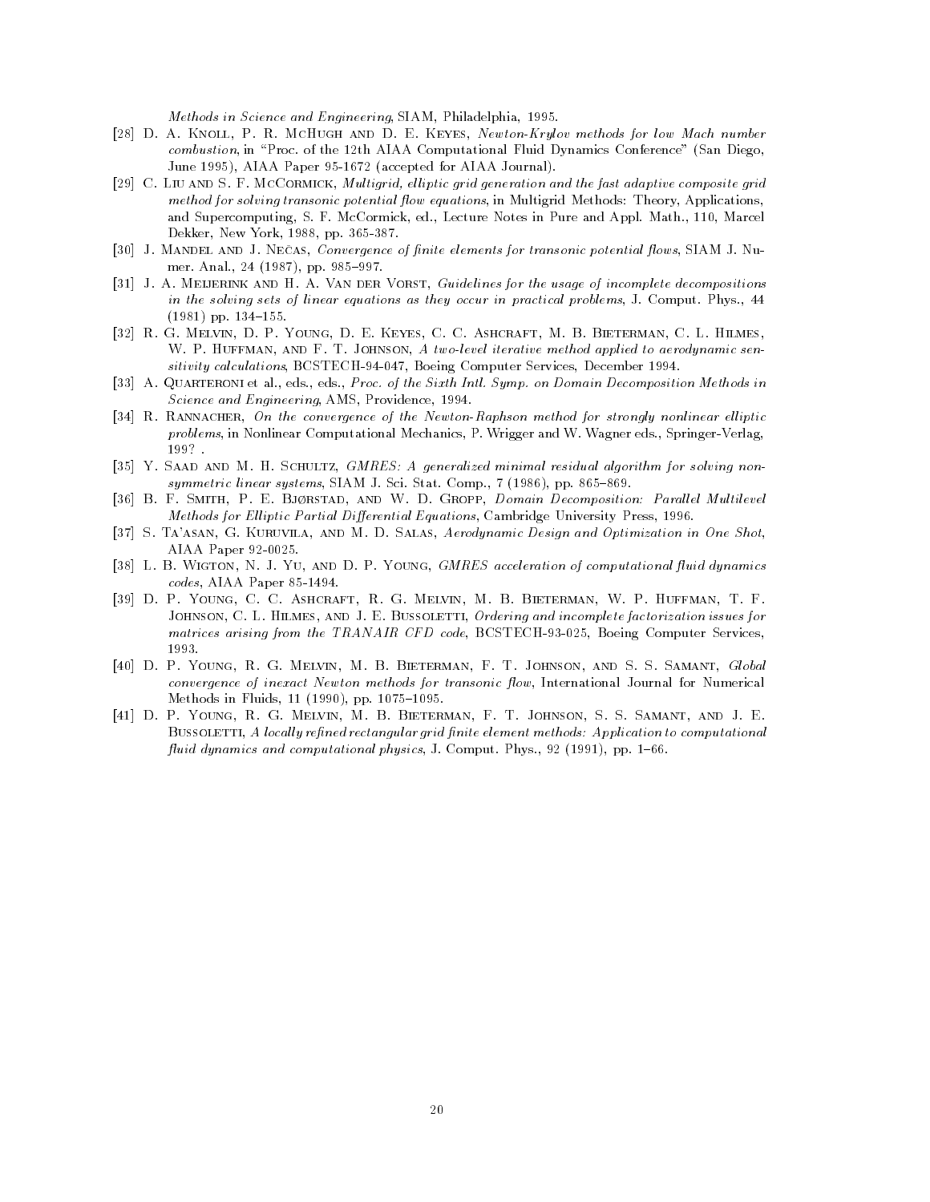*Methods in Science and Engineering*, SIAM, Philadelphia, 1995.

[28] D. A. Knoll, P. R. McHugh and D. E. Keyes, *Newton-Krylov methods for low Mach number combustion*, in "Proc. of the 12th AIAA Computational Fluid Dynamics Conference" (San Diego, June 1995), AIAA Paper 95-1672 (accepted for AIAA Journal).

[29] C. Liu and S. F. McCormick, *Multigrid, elliptic grid generation and the fast adaptive composite grid method for solving transonic potential flow equations*, in Multigrid Methods: Theory, Applications, and Supercomputing, S. F. McCormick, ed., Lecture Notes in Pure and Appl. Math., 110, Marcel Dekker, New York, 1988, pp. 365-387.

[30] J. Mandel and J. Nečas, *Convergence of finite elements for transonic potential flows*, SIAM J. Numer. Anal., 24 (1987), pp. 985–997.

[31] J. A. Meijerink and H. A. Van der Vorst, *Guidelines for the usage of incomplete decompositions in the solving sets of linear equations as they occur in practical problems*, J. Comput. Phys., 44 (1981) pp. 134–155.

[32] R. G. Melvin, D. P. Young, D. E. Keyes, C. C. Ashcraft, M. B. Bieterman, C. L. Hilmes, W. P. Huffman, and F. T. Johnson, *A two-level iterative method applied to aerodynamic sensitivity calculations*, BCSTECH-94-047, Boeing Computer Services, December 1994.

[33] A. Quarteroni et al., eds., eds., *Proc. of the Sixth Intl. Symp. on Domain Decomposition Methods in Science and Engineering*, AMS, Providence, 1994.

[34] R. Rannacher, *On the convergence of the Newton-Raphson method for strongly nonlinear elliptic problems*, in Nonlinear Computational Mechanics, P. Wrigger and W. Wagner eds., Springer-Verlag, 199? .

[35] Y. Saad and M. H. Schultz, *GMRES: A generalized minimal residual algorithm for solving nonsymmetric linear systems*, SIAM J. Sci. Stat. Comp., 7 (1986), pp. 865–869.

[36] B. F. Smith, P. E. Bjørstad, and W. D. Gropp, *Domain Decomposition: Parallel Multilevel Methods for Elliptic Partial Differential Equations*, Cambridge University Press, 1996.

[37] S. Ta'asan, G. Kuruvila, and M. D. Salas, *Aerodynamic Design and Optimization in One Shot*, AIAA Paper 92-0025.

[38] L. B. Wigton, N. J. Yu, and D. P. Young, *GMRES acceleration of computational fluid dynamics codes*, AIAA Paper 85-1494.

[39] D. P. Young, C. C. Ashcraft, R. G. Melvin, M. B. Bieterman, W. P. Huffman, T. F. Johnson, C. L. Hilmes, and J. E. Bussoletti, *Ordering and incomplete factorization issues for matrices arising from the TRANAIR CFD code*, BCSTECH-93-025, Boeing Computer Services, 1993.

[40] D. P. Young, R. G. Melvin, M. B. Bieterman, F. T. Johnson, and S. S. Samant, *Global convergence of inexact Newton methods for transonic flow*, International Journal for Numerical Methods in Fluids, 11 (1990), pp. 1075–1095.

[41] D. P. Young, R. G. Melvin, M. B. Bieterman, F. T. Johnson, S. S. Samant, and J. E. Bussoletti, *A locally refined rectangular grid finite element methods: Application to computational fluid dynamics and computational physics*, J. Comput. Phys., 92 (1991), pp. 1–66.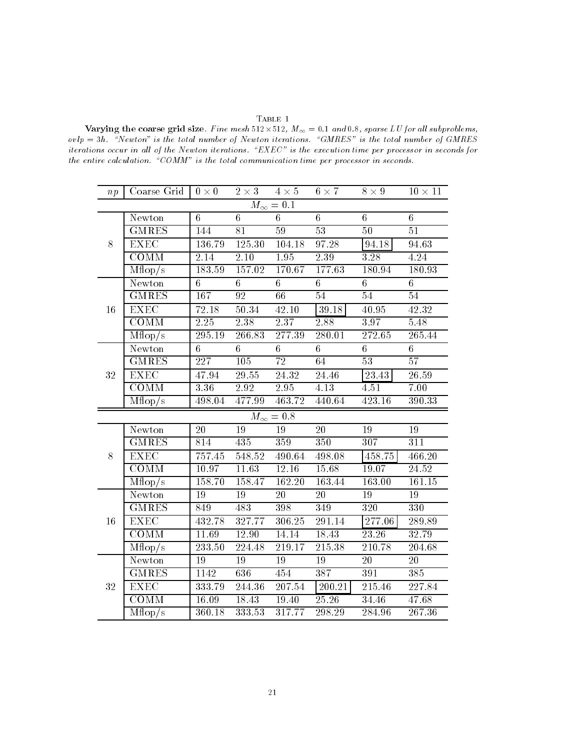Table 1

**Varying the coarse grid size.** *Fine mesh* $512 \times 512$, $M_\infty = 0.1$ *and* $0.8$, *sparse LU for all subproblems,* $ovlp = 3h$. *"Newton" is the total number of Newton iterations. "GMRES" is the total number of GMRES iterations occur in all of the Newton iterations. "EXEC" is the execution time per processor in seconds for the entire calculation. "COMM" is the total communication time per processor in seconds.*

| $np$ | Coarse Grid | $0 \times 0$ | $2 \times 3$ | $4 \times 5$ | $6 \times 7$ | $8 \times 9$ | $10 \times 11$ |
|---|---|---|---|---|---|---|---|
| | | | | $M_\infty = 0.1$ | | | |
| 8 | Newton | 6 | 6 | 6 | 6 | 6 | 6 |
| | GMRES | 144 | 81 | 59 | 53 | 50 | 51 |
| | EXEC | 136.79 | 125.30 | 104.18 | 97.28 | **94.18** | 94.63 |
| | COMM | 2.14 | 2.10 | 1.95 | 2.39 | 3.28 | 4.24 |
| | Mflop/s | 183.59 | 157.02 | 170.67 | 177.63 | 180.94 | 180.93 |
| 16 | Newton | 6 | 6 | 6 | 6 | 6 | 6 |
| | GMRES | 167 | 92 | 66 | 54 | 54 | 54 |
| | EXEC | 72.18 | 50.34 | 42.10 | **39.18** | 40.95 | 42.32 |
| | COMM | 2.25 | 2.38 | 2.37 | 2.88 | 3.97 | 5.48 |
| | Mflop/s | 295.19 | 266.83 | 277.39 | 280.01 | 272.65 | 265.44 |
| 32 | Newton | 6 | 6 | 6 | 6 | 6 | 6 |
| | GMRES | 227 | 105 | 72 | 64 | 53 | 57 |
| | EXEC | 47.94 | 29.55 | 24.32 | 24.46 | **23.43** | 26.59 |
| | COMM | 3.36 | 2.92 | 2.95 | 4.13 | 4.51 | 7.00 |
| | Mflop/s | 498.04 | 477.99 | 463.72 | 440.64 | 423.16 | 390.33 |
| | | | | $M_\infty = 0.8$ | | | |
| 8 | Newton | 20 | 19 | 19 | 20 | 19 | 19 |
| | GMRES | 814 | 435 | 359 | 350 | 307 | 311 |
| | EXEC | 757.45 | 548.52 | 490.64 | 498.08 | **458.75** | 466.20 |
| | COMM | 10.97 | 11.63 | 12.16 | 15.68 | 19.07 | 24.52 |
| | Mflop/s | 158.70 | 158.47 | 162.20 | 163.44 | 163.00 | 161.15 |
| 16 | Newton | 19 | 19 | 20 | 20 | 19 | 19 |
| | GMRES | 849 | 483 | 398 | 349 | 320 | 330 |
| | EXEC | 432.78 | 327.77 | 306.25 | 291.14 | **277.06** | 289.89 |
| | COMM | 11.69 | 12.90 | 14.14 | 18.43 | 23.26 | 32.79 |
| | Mflop/s | 233.50 | 224.48 | 219.17 | 215.38 | 210.78 | 204.68 |
| 32 | Newton | 19 | 19 | 19 | 19 | 20 | 20 |
| | GMRES | 1142 | 636 | 454 | 387 | 391 | 385 |
| | EXEC | 333.79 | 244.36 | 207.54 | **200.21** | 215.46 | 227.84 |
| | COMM | 16.09 | 18.43 | 19.40 | 25.26 | 34.46 | 47.68 |
| | Mflop/s | 360.18 | 333.53 | 317.77 | 298.29 | 284.96 | 267.36 |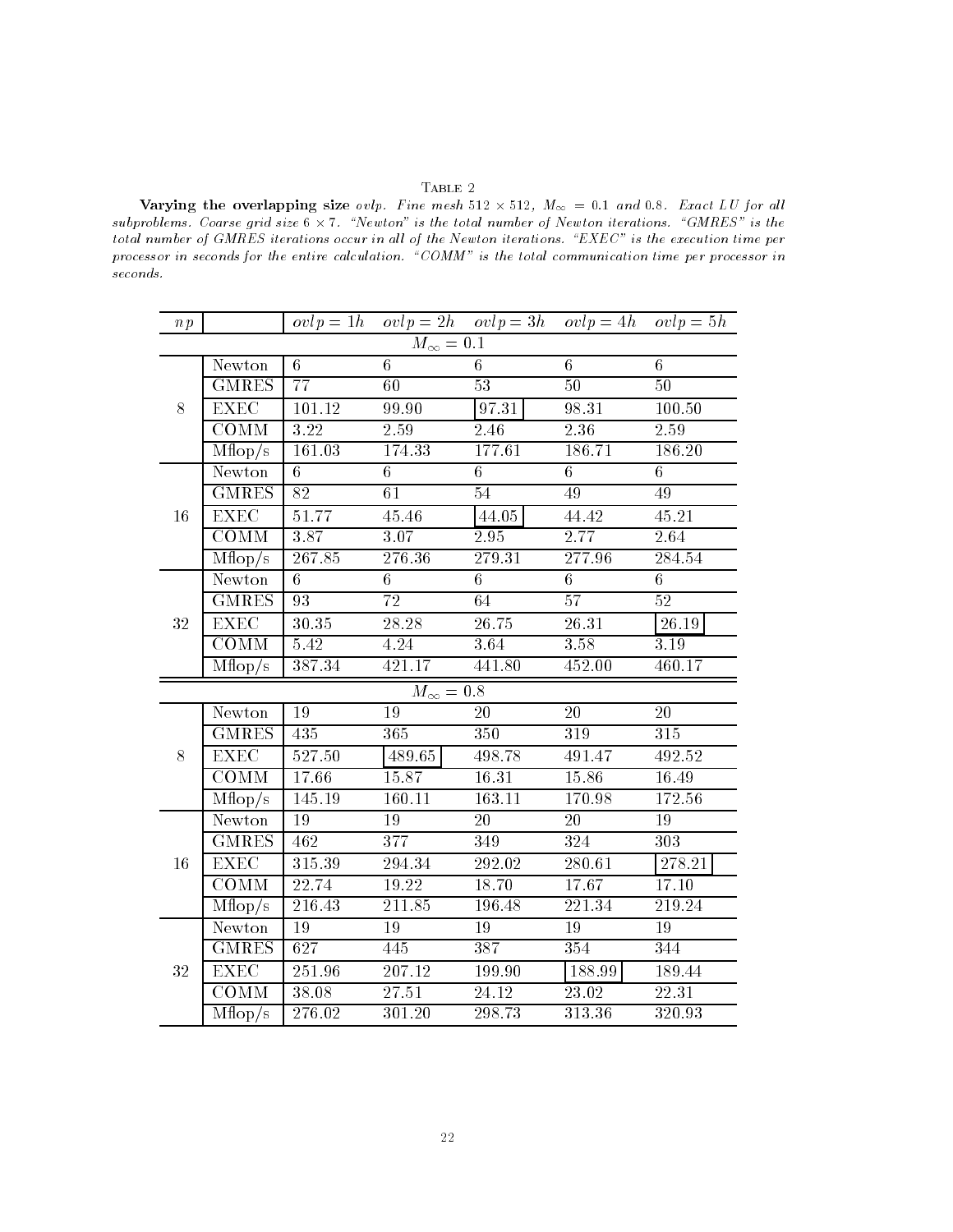Table 2

**Varying the overlapping size** *ovlp. Fine mesh* $512 \times 512$*,* $M_\infty = 0.1$ *and* $0.8$*. Exact LU for all subproblems. Coarse grid size* $6 \times 7$*. "Newton" is the total number of Newton iterations. "GMRES" is the total number of GMRES iterations occur in all of the Newton iterations. "EXEC" is the execution time per processor in seconds for the entire calculation. "COMM" is the total communication time per processor in seconds.*

| $np$ | | $ovlp = 1h$ | $ovlp = 2h$ | $ovlp = 3h$ | $ovlp = 4h$ | $ovlp = 5h$ |
|---|---|---|---|---|---|---|
| | | $M_\infty = 0.1$ | | | | |
| 8 | Newton | 6 | 6 | 6 | 6 | 6 |
| | GMRES | 77 | 60 | 53 | 50 | 50 |
| | EXEC | 101.12 | 99.90 | **97.31** | 98.31 | 100.50 |
| | COMM | 3.22 | 2.59 | 2.46 | 2.36 | 2.59 |
| | Mflop/s | 161.03 | 174.33 | 177.61 | 186.71 | 186.20 |
| 16 | Newton | 6 | 6 | 6 | 6 | 6 |
| | GMRES | 82 | 61 | 54 | 49 | 49 |
| | EXEC | 51.77 | 45.46 | **44.05** | 44.42 | 45.21 |
| | COMM | 3.87 | 3.07 | 2.95 | 2.77 | 2.64 |
| | Mflop/s | 267.85 | 276.36 | 279.31 | 277.96 | 284.54 |
| 32 | Newton | 6 | 6 | 6 | 6 | 6 |
| | GMRES | 93 | 72 | 64 | 57 | 52 |
| | EXEC | 30.35 | 28.28 | 26.75 | 26.31 | **26.19** |
| | COMM | 5.42 | 4.24 | 3.64 | 3.58 | 3.19 |
| | Mflop/s | 387.34 | 421.17 | 441.80 | 452.00 | 460.17 |
| | | $M_\infty = 0.8$ | | | | |
| 8 | Newton | 19 | 19 | 20 | 20 | 20 |
| | GMRES | 435 | 365 | 350 | 319 | 315 |
| | EXEC | 527.50 | **489.65** | 498.78 | 491.47 | 492.52 |
| | COMM | 17.66 | 15.87 | 16.31 | 15.86 | 16.49 |
| | Mflop/s | 145.19 | 160.11 | 163.11 | 170.98 | 172.56 |
| 16 | Newton | 19 | 19 | 20 | 20 | 19 |
| | GMRES | 462 | 377 | 349 | 324 | 303 |
| | EXEC | 315.39 | 294.34 | 292.02 | 280.61 | **278.21** |
| | COMM | 22.74 | 19.22 | 18.70 | 17.67 | 17.10 |
| | Mflop/s | 216.43 | 211.85 | 196.48 | 221.34 | 219.24 |
| 32 | Newton | 19 | 19 | 19 | 19 | 19 |
| | GMRES | 627 | 445 | 387 | 354 | 344 |
| | EXEC | 251.96 | 207.12 | 199.90 | **188.99** | 189.44 |
| | COMM | 38.08 | 27.51 | 24.12 | 23.02 | 22.31 |
| | Mflop/s | 276.02 | 301.20 | 298.73 | 313.36 | 320.93 |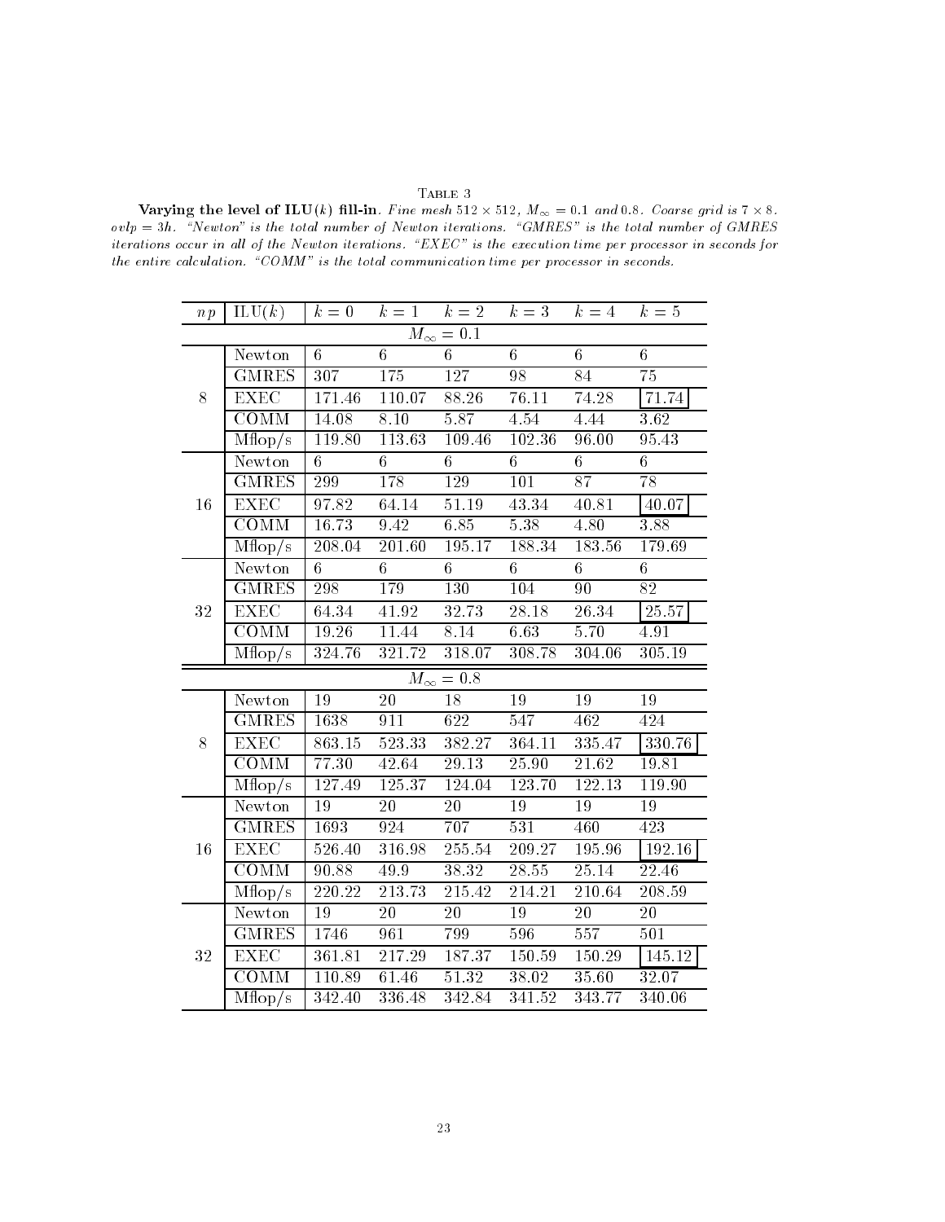Table 3

**Varying the level of ILU($k$) fill-in.** *Fine mesh $512 \times 512$, $M_\infty = 0.1$ and $0.8$. Coarse grid is $7 \times 8$. $ovlp = 3h$. "Newton" is the total number of Newton iterations. "GMRES" is the total number of GMRES iterations occur in all of the Newton iterations. "EXEC" is the execution time per processor in seconds for the entire calculation. "COMM" is the total communication time per processor in seconds.*

| $np$ | ILU($k$) | $k=0$ | $k=1$ | $k=2$ | $k=3$ | $k=4$ | $k=5$ |
|---|---|---|---|---|---|---|---|
| | | | | $M_\infty = 0.1$ | | | |
| 8 | Newton | 6 | 6 | 6 | 6 | 6 | 6 |
| | GMRES | 307 | 175 | 127 | 98 | 84 | 75 |
| | EXEC | 171.46 | 110.07 | 88.26 | 76.11 | 74.28 | 71.74 |
| | COMM | 14.08 | 8.10 | 5.87 | 4.54 | 4.44 | 3.62 |
| | Mflop/s | 119.80 | 113.63 | 109.46 | 102.36 | 96.00 | 95.43 |
| 16 | Newton | 6 | 6 | 6 | 6 | 6 | 6 |
| | GMRES | 299 | 178 | 129 | 101 | 87 | 78 |
| | EXEC | 97.82 | 64.14 | 51.19 | 43.34 | 40.81 | 40.07 |
| | COMM | 16.73 | 9.42 | 6.85 | 5.38 | 4.80 | 3.88 |
| | Mflop/s | 208.04 | 201.60 | 195.17 | 188.34 | 183.56 | 179.69 |
| 32 | Newton | 6 | 6 | 6 | 6 | 6 | 6 |
| | GMRES | 298 | 179 | 130 | 104 | 90 | 82 |
| | EXEC | 64.34 | 41.92 | 32.73 | 28.18 | 26.34 | 25.57 |
| | COMM | 19.26 | 11.44 | 8.14 | 6.63 | 5.70 | 4.91 |
| | Mflop/s | 324.76 | 321.72 | 318.07 | 308.78 | 304.06 | 305.19 |
| | | | | $M_\infty = 0.8$ | | | |
| 8 | Newton | 19 | 20 | 18 | 19 | 19 | 19 |
| | GMRES | 1638 | 911 | 622 | 547 | 462 | 424 |
| | EXEC | 863.15 | 523.33 | 382.27 | 364.11 | 335.47 | 330.76 |
| | COMM | 77.30 | 42.64 | 29.13 | 25.90 | 21.62 | 19.81 |
| | Mflop/s | 127.49 | 125.37 | 124.04 | 123.70 | 122.13 | 119.90 |
| 16 | Newton | 19 | 20 | 20 | 19 | 19 | 19 |
| | GMRES | 1693 | 924 | 707 | 531 | 460 | 423 |
| | EXEC | 526.40 | 316.98 | 255.54 | 209.27 | 195.96 | 192.16 |
| | COMM | 90.88 | 49.9 | 38.32 | 28.55 | 25.14 | 22.46 |
| | Mflop/s | 220.22 | 213.73 | 215.42 | 214.21 | 210.64 | 208.59 |
| 32 | Newton | 19 | 20 | 20 | 19 | 20 | 20 |
| | GMRES | 1746 | 961 | 799 | 596 | 557 | 501 |
| | EXEC | 361.81 | 217.29 | 187.37 | 150.59 | 150.29 | 145.12 |
| | COMM | 110.89 | 61.46 | 51.32 | 38.02 | 35.60 | 32.07 |
| | Mflop/s | 342.40 | 336.48 | 342.84 | 341.52 | 343.77 | 340.06 |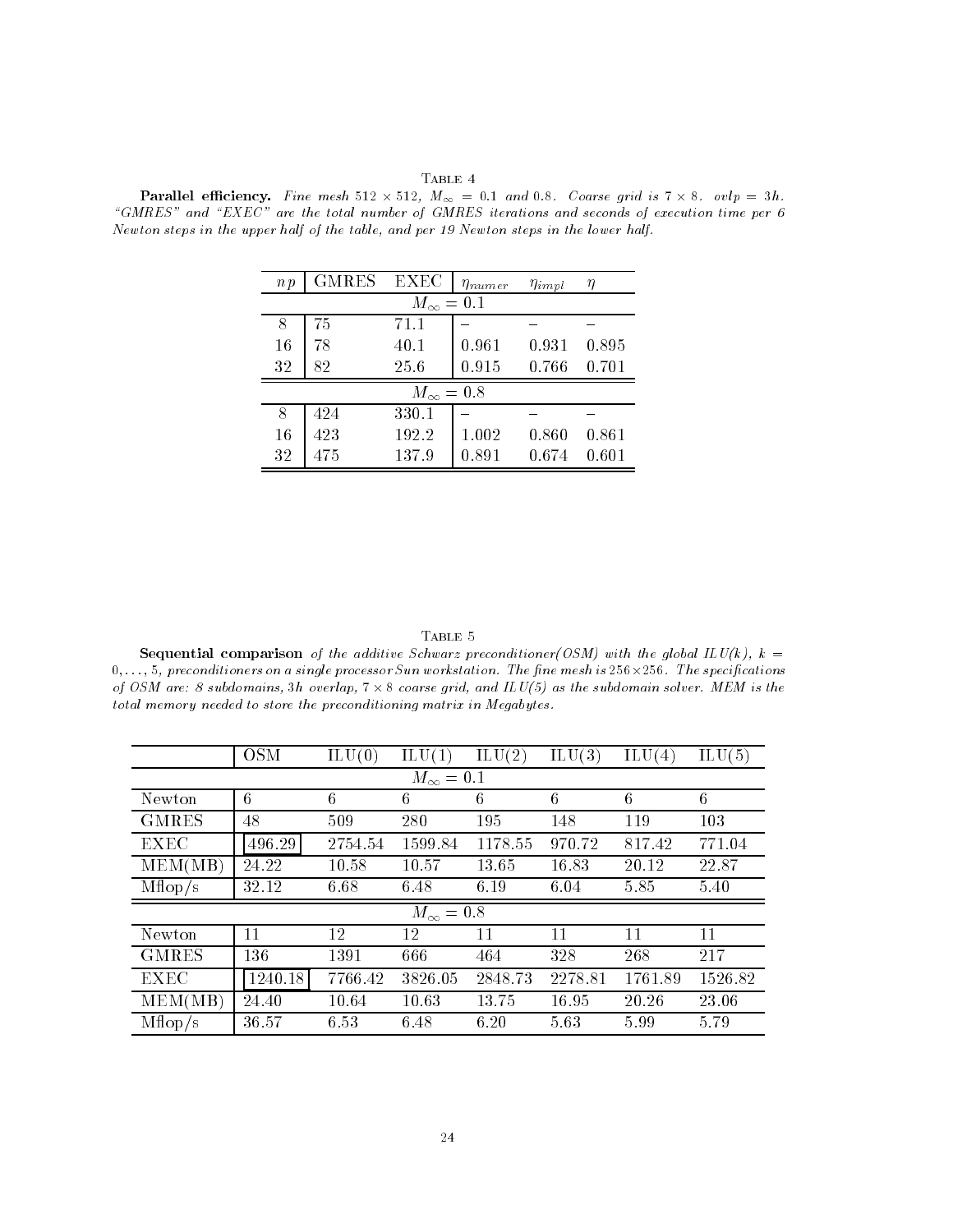Table 4

**Parallel efficiency.** *Fine mesh* $512 \times 512$*,* $M_\infty = 0.1$ *and* $0.8$*. Coarse grid is* $7 \times 8$*. ovlp* $= 3h$*. "GMRES" and "EXEC" are the total number of GMRES iterations and seconds of execution time per 6 Newton steps in the upper half of the table, and per 19 Newton steps in the lower half.*

| $np$ | GMRES | EXEC | $\eta_{numer}$ | $\eta_{impl}$ | $\eta$ |
|---|---|---|---|---|---|
| $M_\infty = 0.1$ | | | | | |
| 8 | 75 | 71.1 | – | – | – |
| 16 | 78 | 40.1 | 0.961 | 0.931 | 0.895 |
| 32 | 82 | 25.6 | 0.915 | 0.766 | 0.701 |
| $M_\infty = 0.8$ | | | | | |
| 8 | 424 | 330.1 | – | – | – |
| 16 | 423 | 192.2 | 1.002 | 0.860 | 0.861 |
| 32 | 475 | 137.9 | 0.891 | 0.674 | 0.601 |

Table 5

**Sequential comparison** *of the additive Schwarz preconditioner(OSM) with the global* $ILU(k)$*,* $k = 0, \ldots, 5$*, preconditioners on a single processor Sun workstation. The fine mesh is* $256 \times 256$*. The specifications of OSM are: 8 subdomains, 3h overlap,* $7 \times 8$ *coarse grid, and* $ILU(5)$ *as the subdomain solver. MEM is the total memory needed to store the preconditioning matrix in Megabytes.*

| | OSM | ILU(0) | ILU(1) | ILU(2) | ILU(3) | ILU(4) | ILU(5) |
|---|---|---|---|---|---|---|---|
| $M_\infty = 0.1$ | | | | | | | |
| Newton | 6 | 6 | 6 | 6 | 6 | 6 | 6 |
| GMRES | 48 | 509 | 280 | 195 | 148 | 119 | 103 |
| EXEC | 496.29 | 2754.54 | 1599.84 | 1178.55 | 970.72 | 817.42 | 771.04 |
| MEM(MB) | 24.22 | 10.58 | 10.57 | 13.65 | 16.83 | 20.12 | 22.87 |
| Mflop/s | 32.12 | 6.68 | 6.48 | 6.19 | 6.04 | 5.85 | 5.40 |
| $M_\infty = 0.8$ | | | | | | | |
| Newton | 11 | 12 | 12 | 11 | 11 | 11 | 11 |
| GMRES | 136 | 1391 | 666 | 464 | 328 | 268 | 217 |
| EXEC | 1240.18 | 7766.42 | 3826.05 | 2848.73 | 2278.81 | 1761.89 | 1526.82 |
| MEM(MB) | 24.40 | 10.64 | 10.63 | 13.75 | 16.95 | 20.26 | 23.06 |
| Mflop/s | 36.57 | 6.53 | 6.48 | 6.20 | 5.63 | 5.99 | 5.79 |